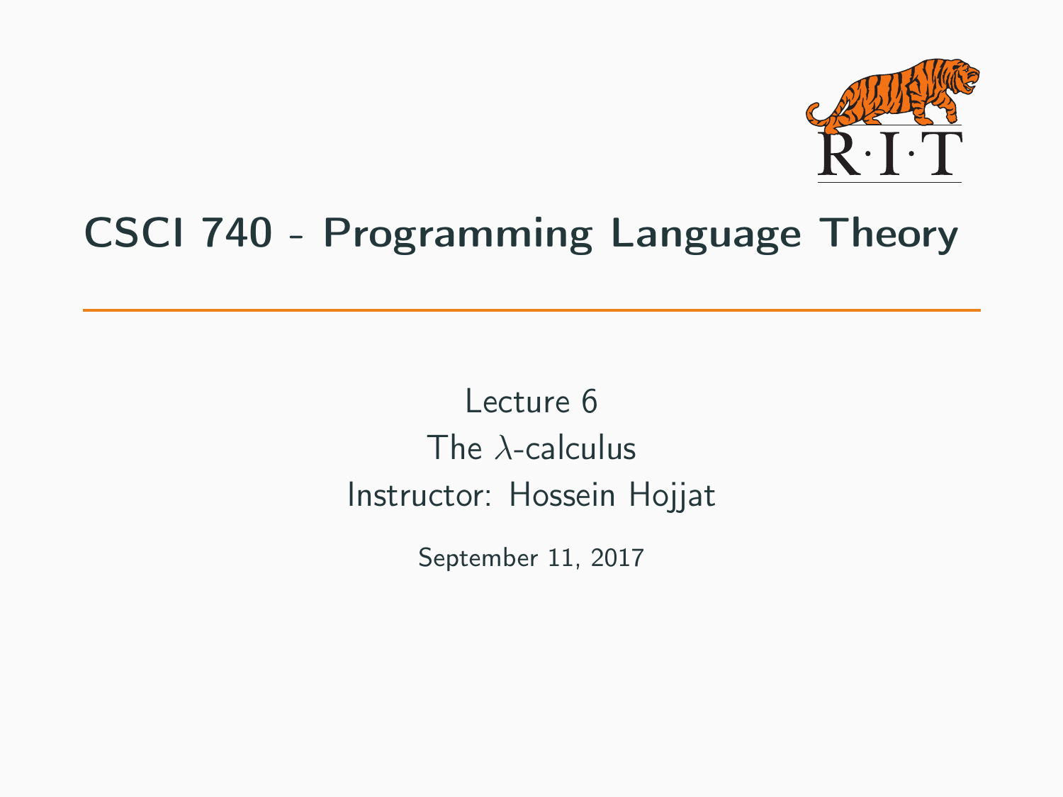# CSCI 740 - Programming Language Theory

Lecture 6

The $\lambda$-calculus

Instructor: Hossein Hojjat

September 11, 2017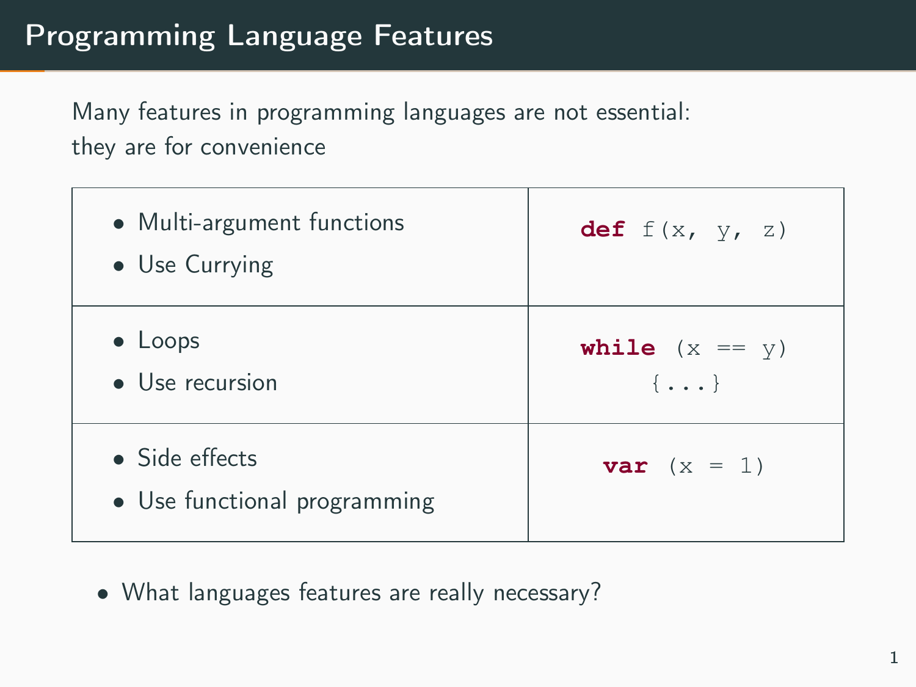# Programming Language Features

Many features in programming languages are not essential:
they are for convenience

| | |
|---|---|
| • Multi-argument functions<br>• Use Currying | `def f(x, y, z)` |
| • Loops<br>• Use recursion | `while (x == y) {...}` |
| • Side effects<br>• Use functional programming | `var (x = 1)` |

- What languages features are really necessary?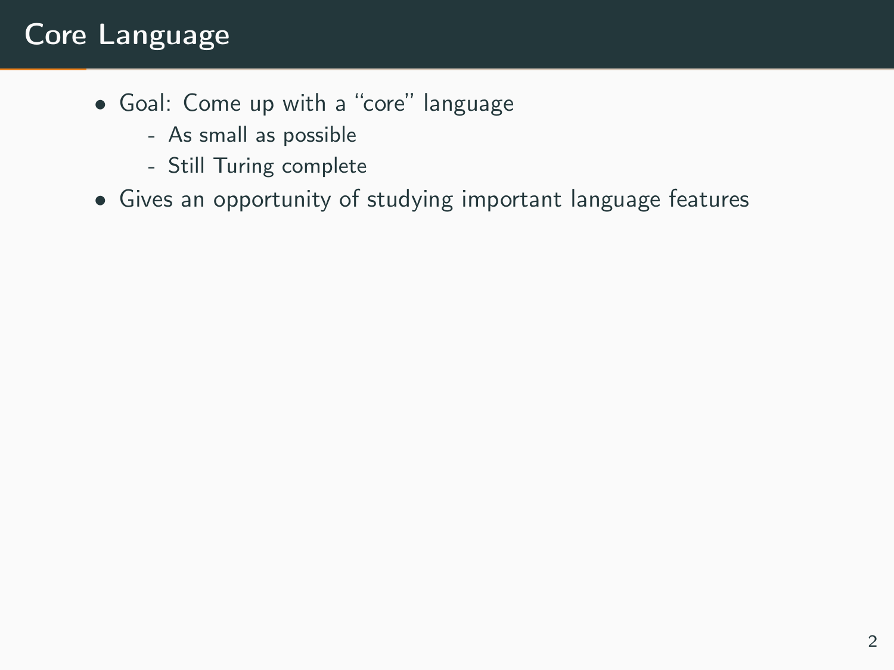# Core Language

- Goal: Come up with a "core" language
  - As small as possible
  - Still Turing complete
- Gives an opportunity of studying important language features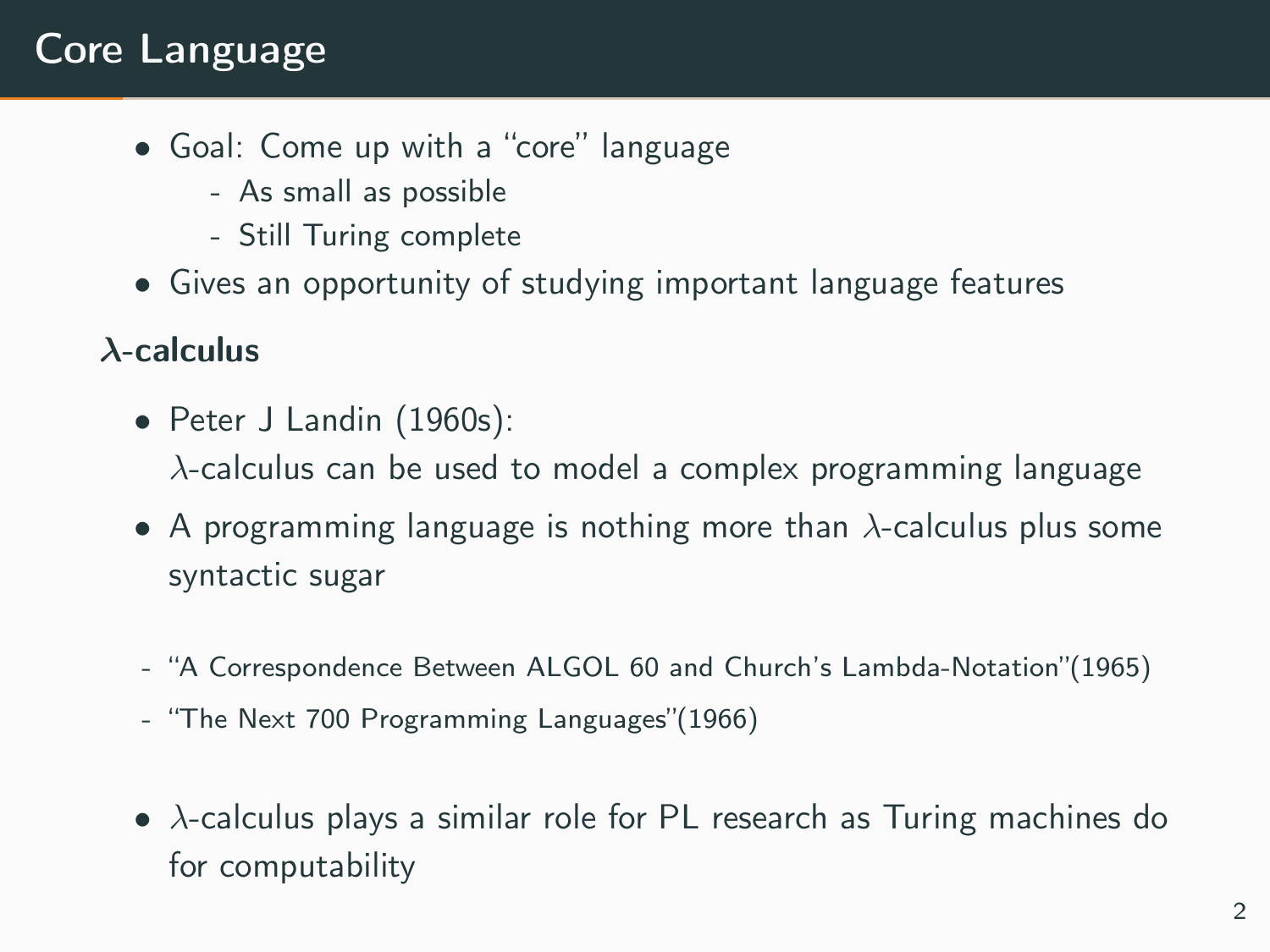# Core Language

- Goal: Come up with a "core" language
  - As small as possible
  - Still Turing complete
- Gives an opportunity of studying important language features

**$\lambda$-calculus**

- Peter J Landin (1960s):
  $\lambda$-calculus can be used to model a complex programming language
- A programming language is nothing more than $\lambda$-calculus plus some syntactic sugar

- "A Correspondence Between ALGOL 60 and Church's Lambda-Notation"(1965)
- "The Next 700 Programming Languages"(1966)

- $\lambda$-calculus plays a similar role for PL research as Turing machines do for computability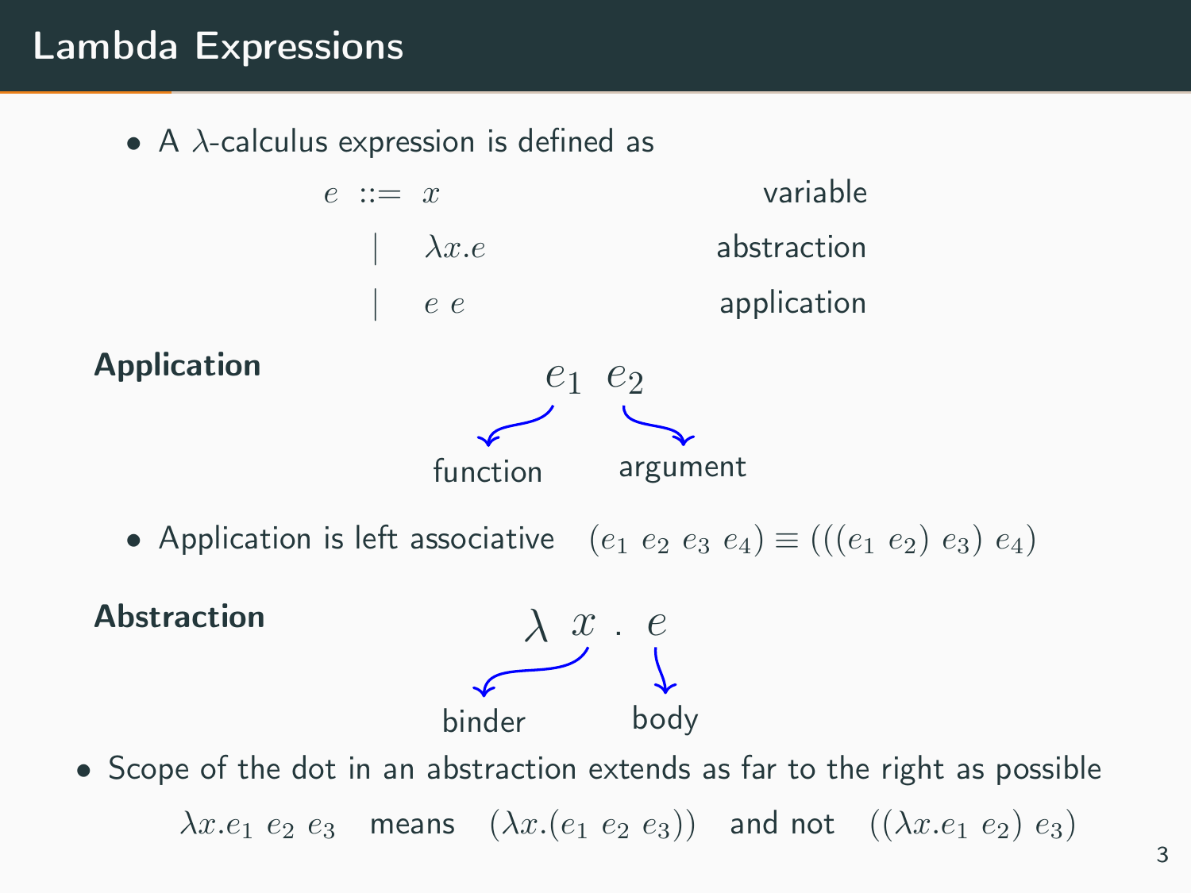# Lambda Expressions

- A $\lambda$-calculus expression is defined as

$$
\begin{aligned}
e \ ::= &\ x && \text{variable} \\
| &\ \lambda x.e && \text{abstraction} \\
| &\ e\ e && \text{application}
\end{aligned}
$$

**Application**

$$e_1 \ \ e_2$$

$e_1$: function, $e_2$: argument

- Application is left associative $\quad (e_1\ e_2\ e_3\ e_4) \equiv (((e_1\ e_2)\ e_3)\ e_4)$

**Abstraction**

$$\lambda\ x\ .\ e$$

$x$: binder, $e$: body

- Scope of the dot in an abstraction extends as far to the right as possible

$\lambda x.e_1\ e_2\ e_3$ means $(\lambda x.(e_1\ e_2\ e_3))$ and not $((\lambda x.e_1\ e_2)\ e_3)$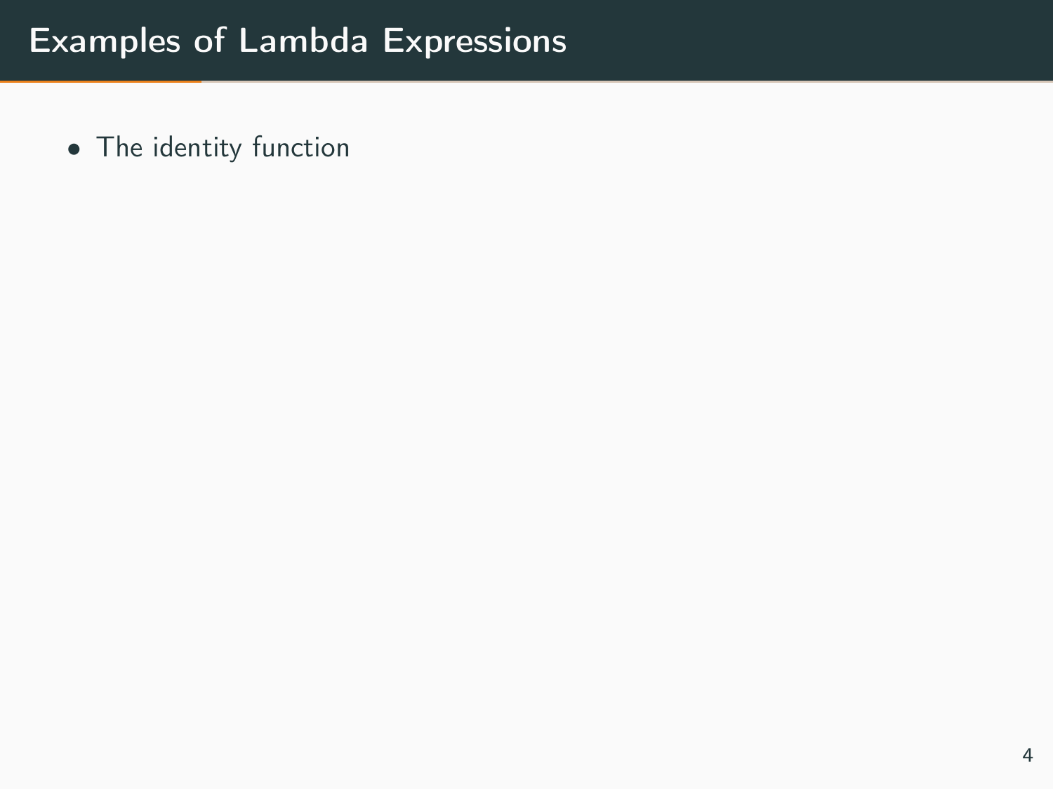# Examples of Lambda Expressions

- The identity function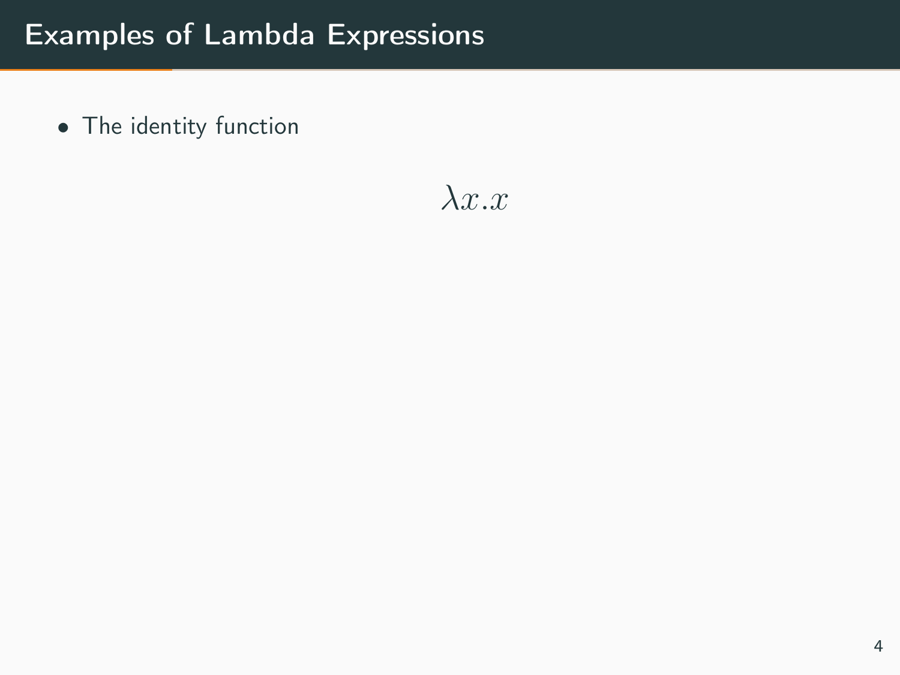# Examples of Lambda Expressions

- The identity function

$$\lambda x.x$$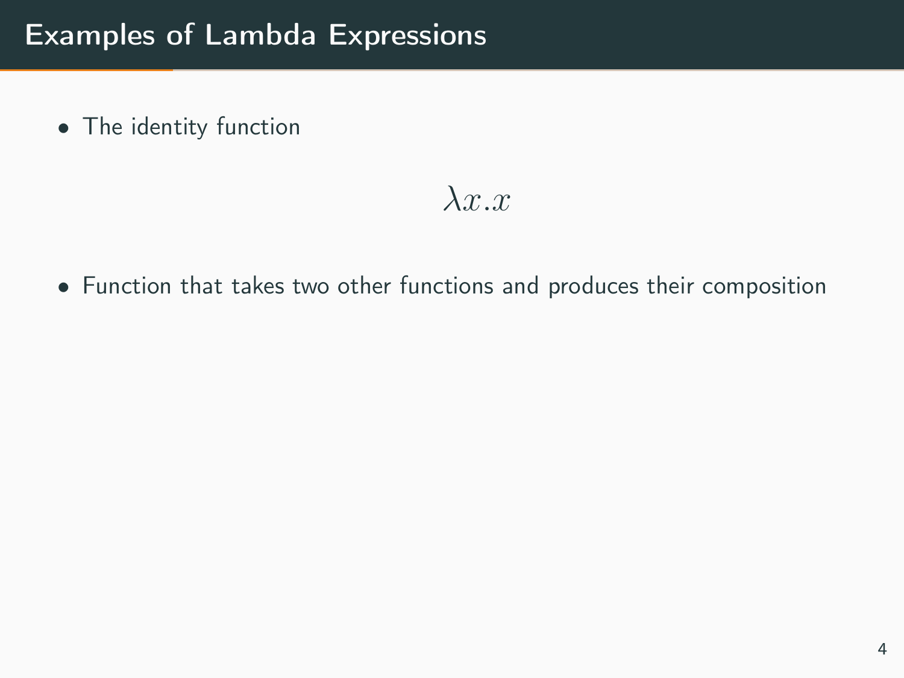# Examples of Lambda Expressions

- The identity function

$$\lambda x.x$$

- Function that takes two other functions and produces their composition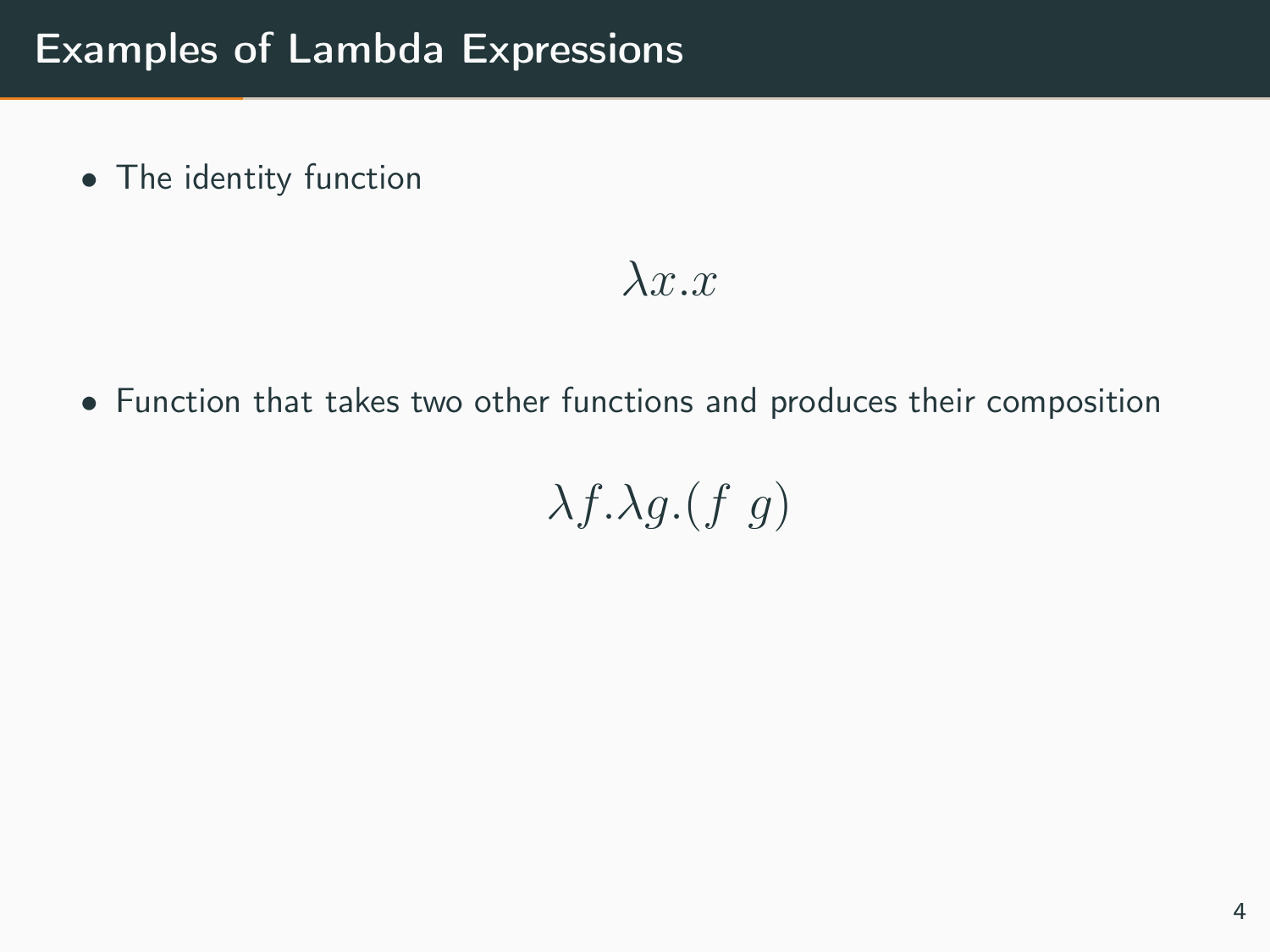# Examples of Lambda Expressions

- The identity function

$$\lambda x.x$$

- Function that takes two other functions and produces their composition

$$\lambda f.\lambda g.(f\ g)$$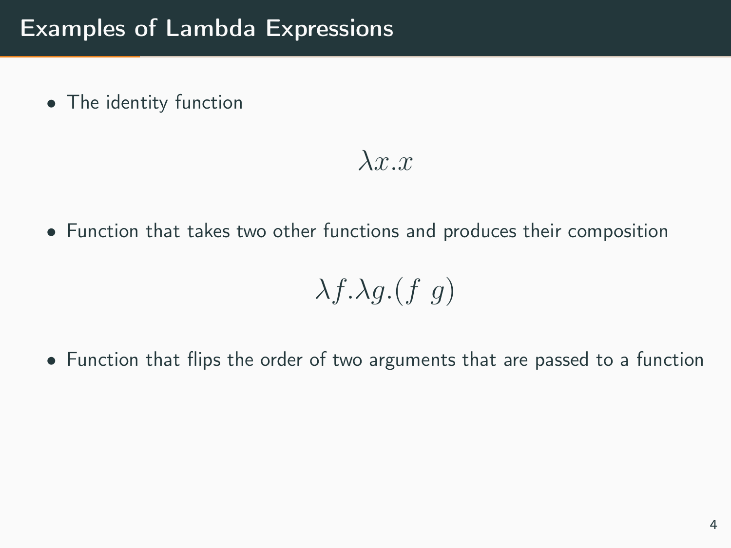# Examples of Lambda Expressions

- The identity function

$$\lambda x.x$$

- Function that takes two other functions and produces their composition

$$\lambda f.\lambda g.(f \ g)$$

- Function that flips the order of two arguments that are passed to a function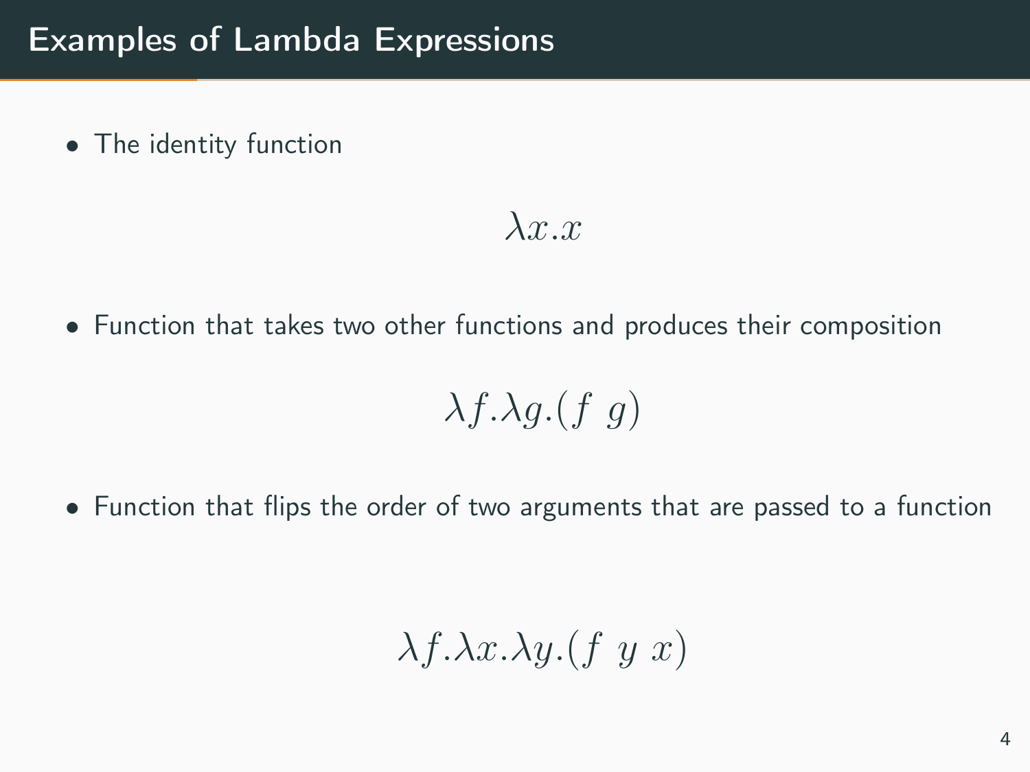# Examples of Lambda Expressions

- The identity function

$$\lambda x.x$$

- Function that takes two other functions and produces their composition

$$\lambda f.\lambda g.(f \;\; g)$$

- Function that flips the order of two arguments that are passed to a function

$$\lambda f.\lambda x.\lambda y.(f \;\; y \;\; x)$$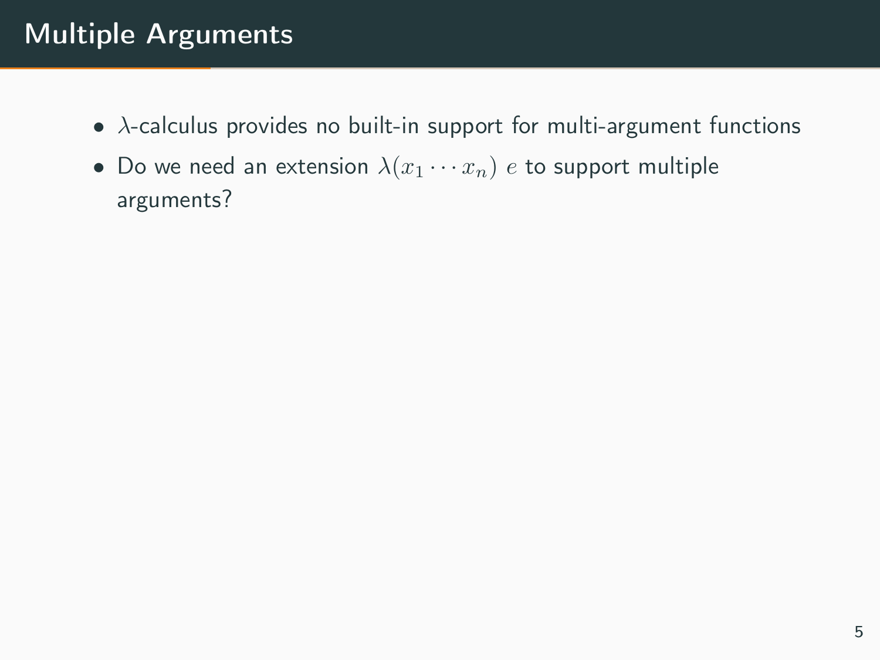# Multiple Arguments

- $\lambda$-calculus provides no built-in support for multi-argument functions
- Do we need an extension $\lambda(x_1 \cdots x_n)\ e$ to support multiple arguments?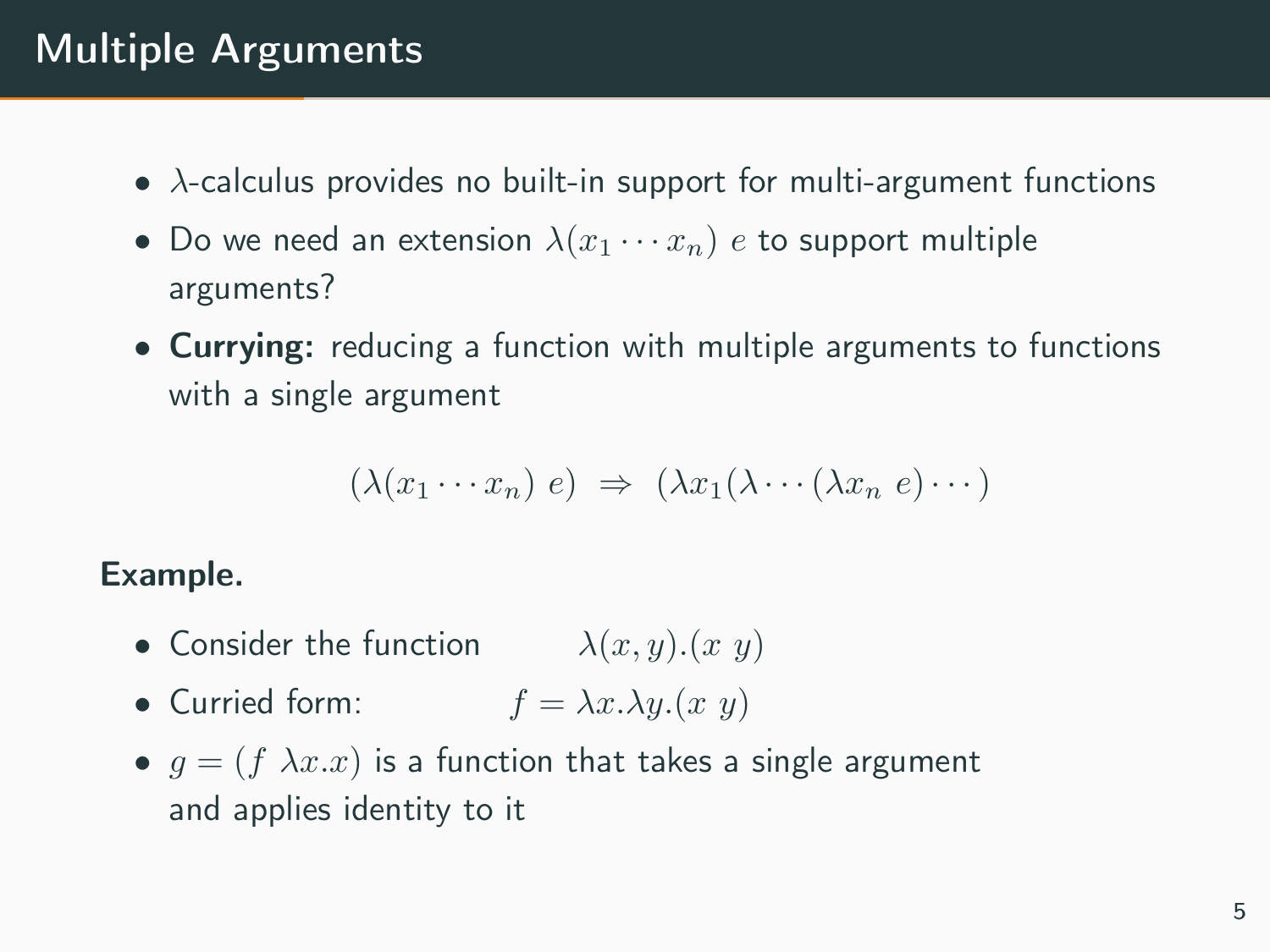# Multiple Arguments

- $\lambda$-calculus provides no built-in support for multi-argument functions
- Do we need an extension $\lambda(x_1 \cdots x_n)\ e$ to support multiple arguments?
- **Currying:** reducing a function with multiple arguments to functions with a single argument

$$(\lambda(x_1 \cdots x_n)\ e) \ \Rightarrow \ (\lambda x_1(\lambda \cdots (\lambda x_n\ e) \cdots)$$

**Example.**

- Consider the function $\lambda(x, y).(x\ y)$
- Curried form: $f = \lambda x.\lambda y.(x\ y)$
- $g = (f\ \lambda x.x)$ is a function that takes a single argument and applies identity to it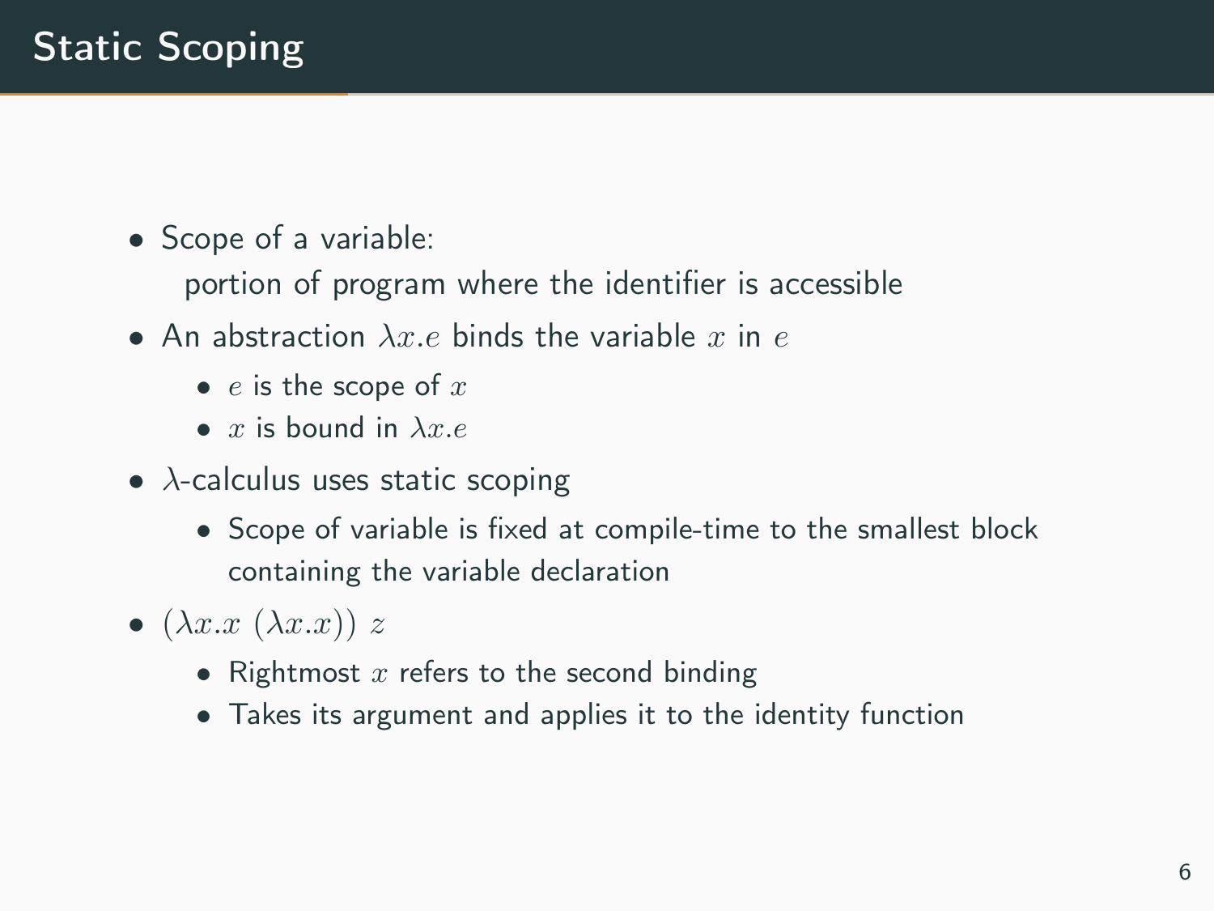# Static Scoping

- Scope of a variable:
  portion of program where the identifier is accessible
- An abstraction $\lambda x.e$ binds the variable $x$ in $e$
  - $e$ is the scope of $x$
  - $x$ is bound in $\lambda x.e$
- $\lambda$-calculus uses static scoping
  - Scope of variable is fixed at compile-time to the smallest block containing the variable declaration
- $(\lambda x.x\ (\lambda x.x))\ z$
  - Rightmost $x$ refers to the second binding
  - Takes its argument and applies it to the identity function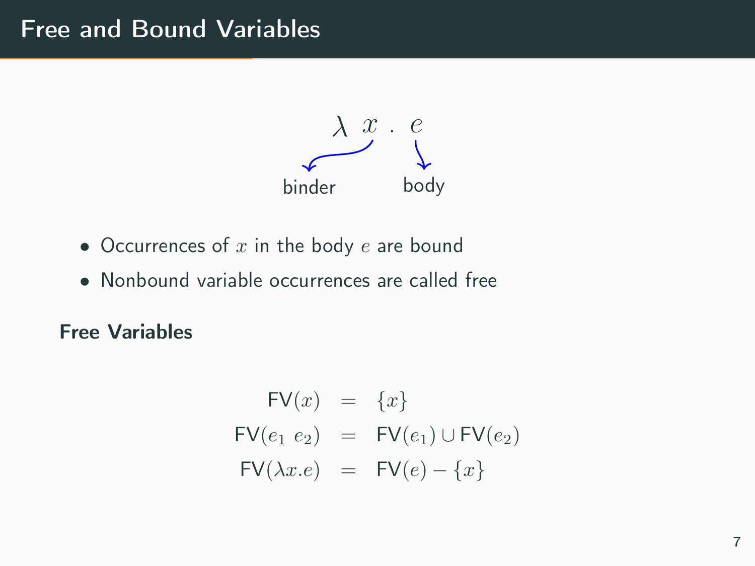# Free and Bound Variables

$$\lambda \; x \; . \; e$$

binder (→ $x$) body (→ $e$)

- Occurrences of $x$ in the body $e$ are bound
- Nonbound variable occurrences are called free

**Free Variables**

$$
\begin{aligned}
\mathsf{FV}(x) &= \{x\} \\
\mathsf{FV}(e_1\ e_2) &= \mathsf{FV}(e_1) \cup \mathsf{FV}(e_2) \\
\mathsf{FV}(\lambda x.e) &= \mathsf{FV}(e) - \{x\}
\end{aligned}
$$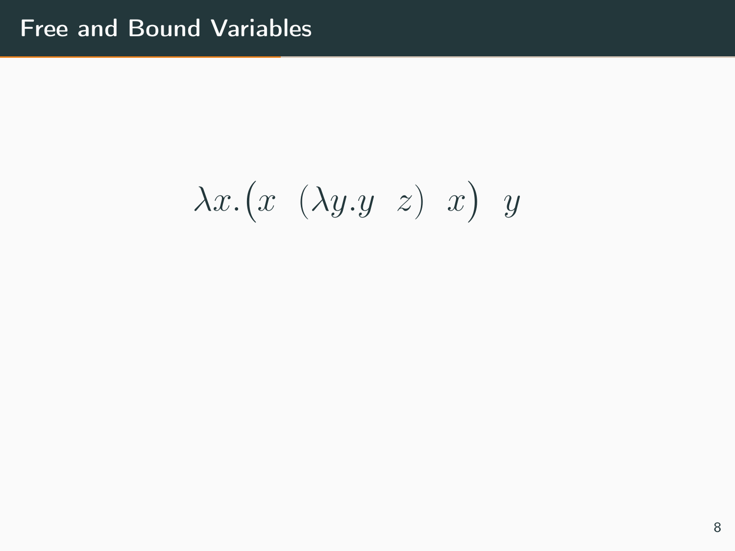# Free and Bound Variables

$$\lambda x.\big(x \;\; (\lambda y.y \;\; z) \;\; x\big) \;\; y$$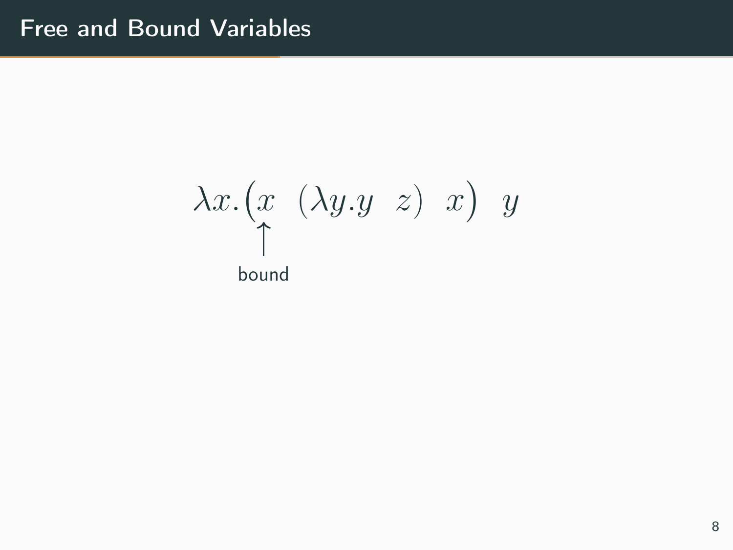# Free and Bound Variables

$$\lambda x.\big(x \;\; (\lambda y.y \;\; z) \;\; x\big) \;\; y$$

↑ bound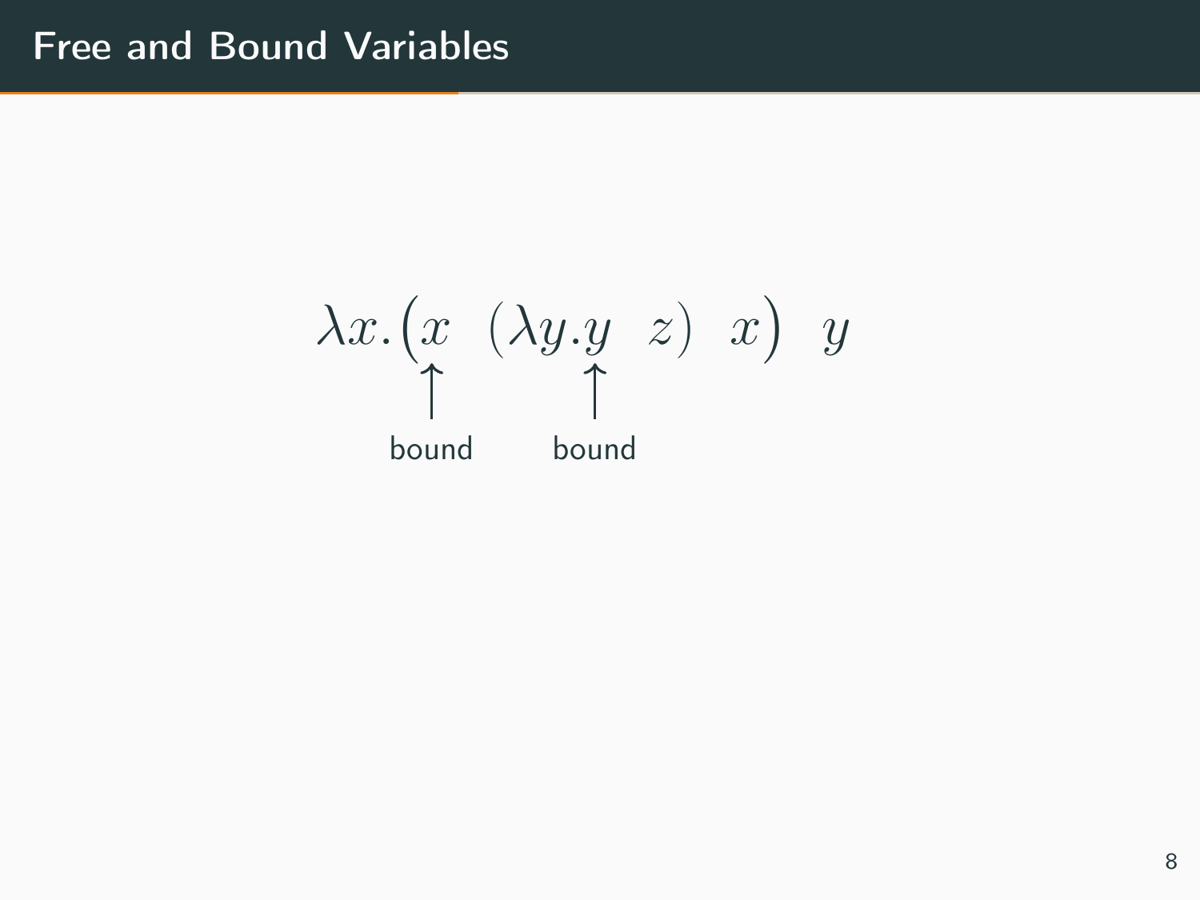# Free and Bound Variables

$$\lambda x.\big(\underset{\substack{\uparrow \\ \text{bound}}}{x} \;\; (\lambda y.\underset{\substack{\uparrow \\ \text{bound}}}{y} \;\; z) \;\; x\big) \;\; y$$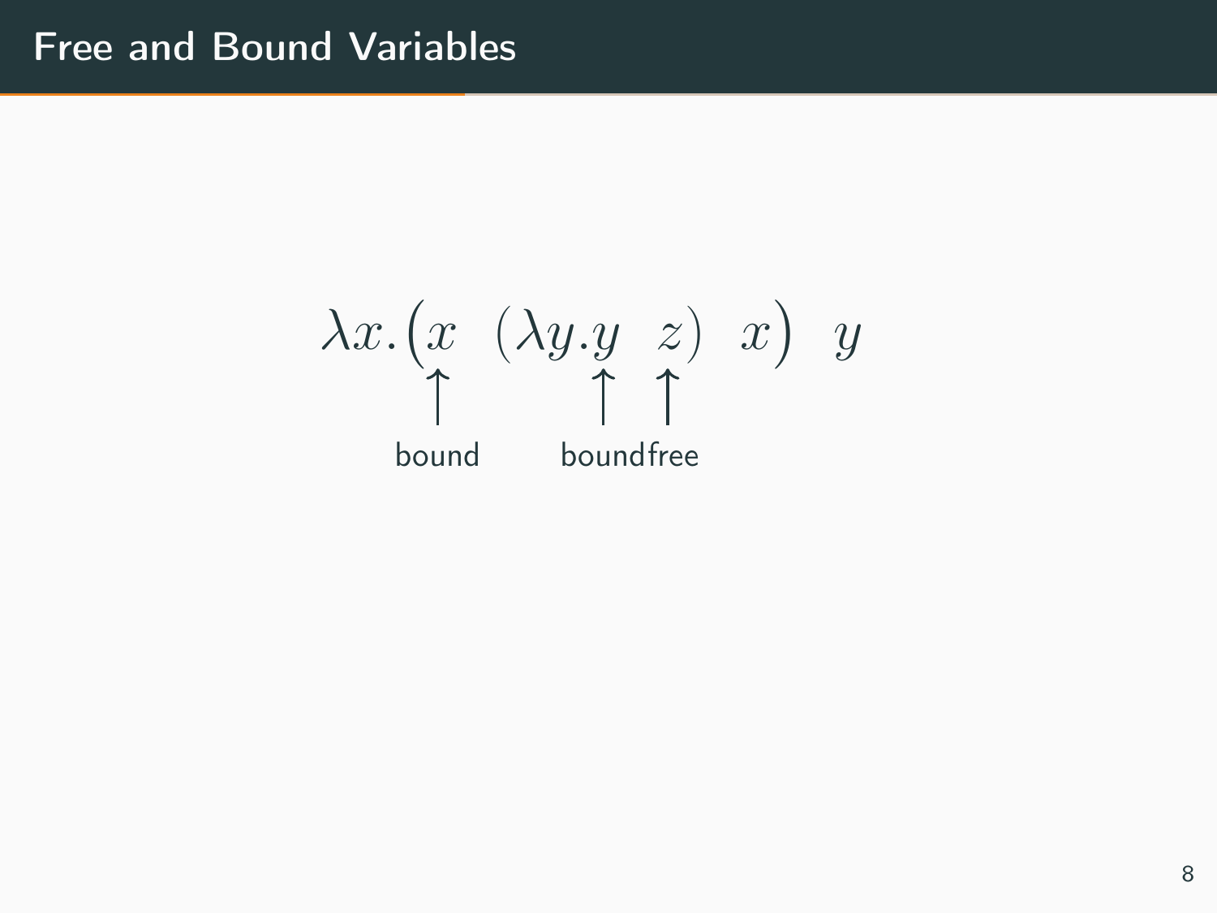# Free and Bound Variables

$$\lambda x.\big(x \;\; (\lambda y.y \;\; z) \;\; x\big) \;\; y$$

- $x$ (first occurrence in the body): bound
- $y$ (in $\lambda y.y$): bound
- $z$: free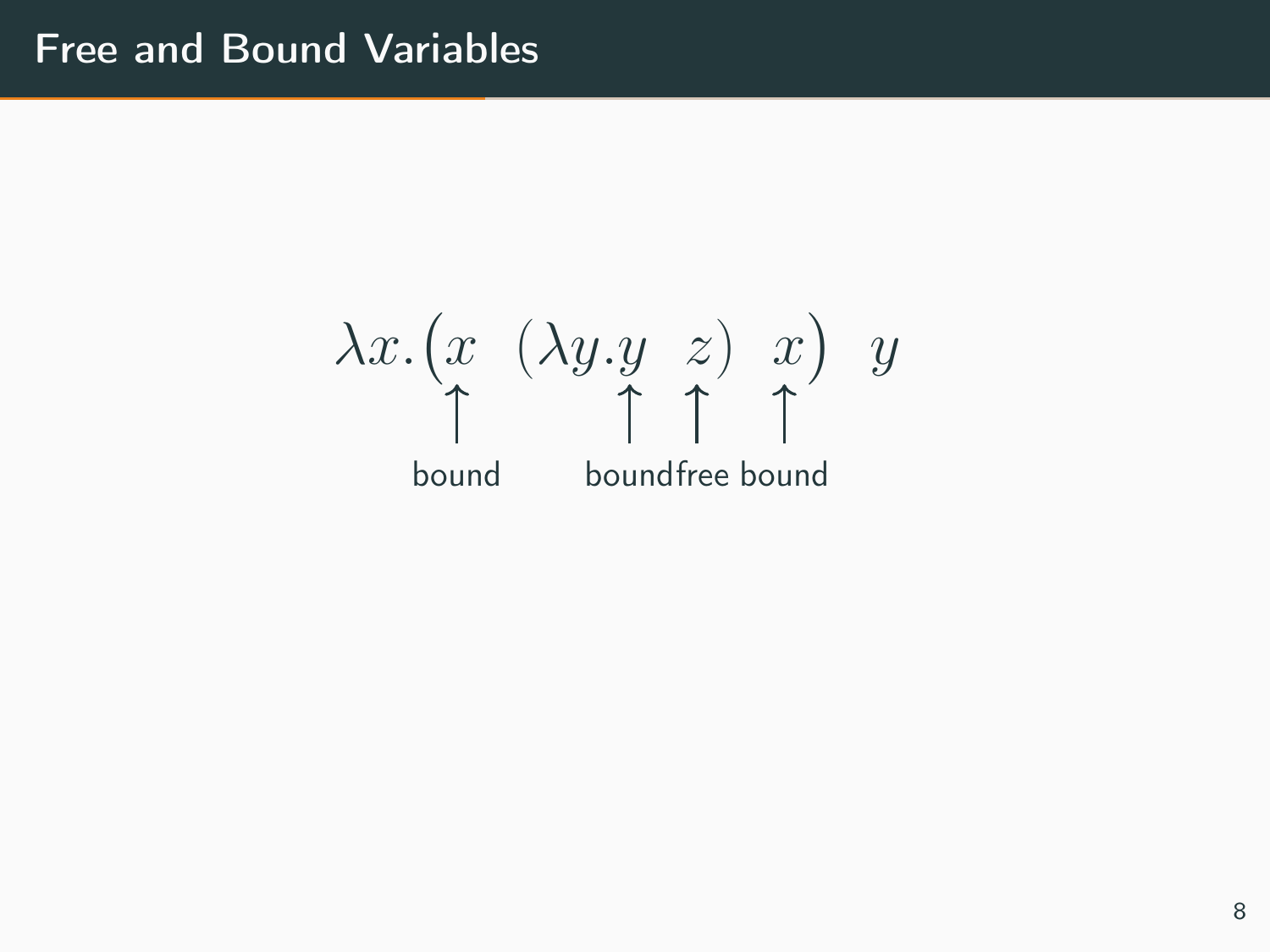# Free and Bound Variables

$$\lambda x.(\underset{\substack{\uparrow \\ \text{bound}}}{x} \ \ (\lambda y.\underset{\substack{\uparrow \\ \text{bound}}}{y} \ \ \underset{\substack{\uparrow \\ \text{free}}}{z}) \ \ \underset{\substack{\uparrow \\ \text{bound}}}{x}) \ \ y$$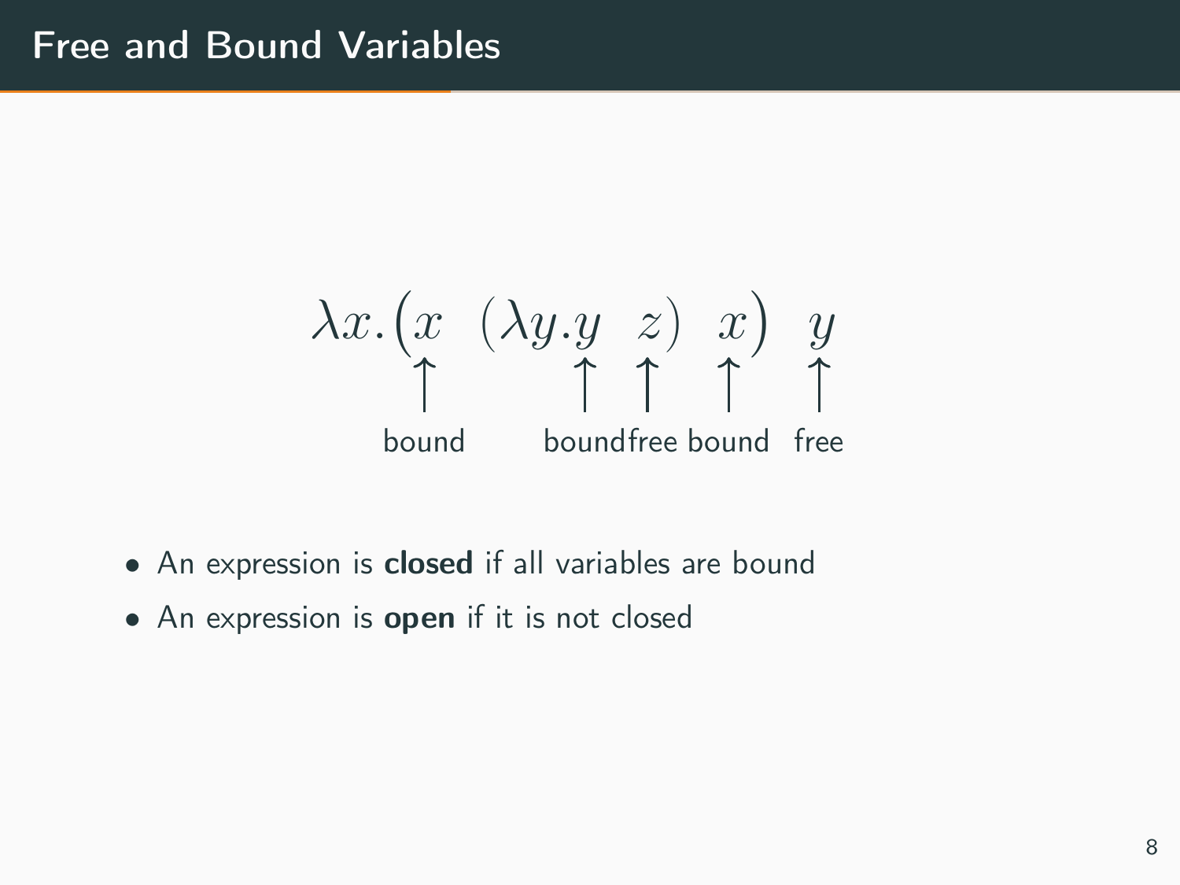# Free and Bound Variables

$$\lambda x.\big(\underset{\text{bound}}{\underset{\uparrow}{x}}\ \ (\lambda y.\underset{\text{bound}}{\underset{\uparrow}{y}}\ \ \underset{\text{free}}{\underset{\uparrow}{z}})\ \ \underset{\text{bound}}{\underset{\uparrow}{x}}\big)\ \ \underset{\text{free}}{\underset{\uparrow}{y}}$$

- An expression is **closed** if all variables are bound
- An expression is **open** if it is not closed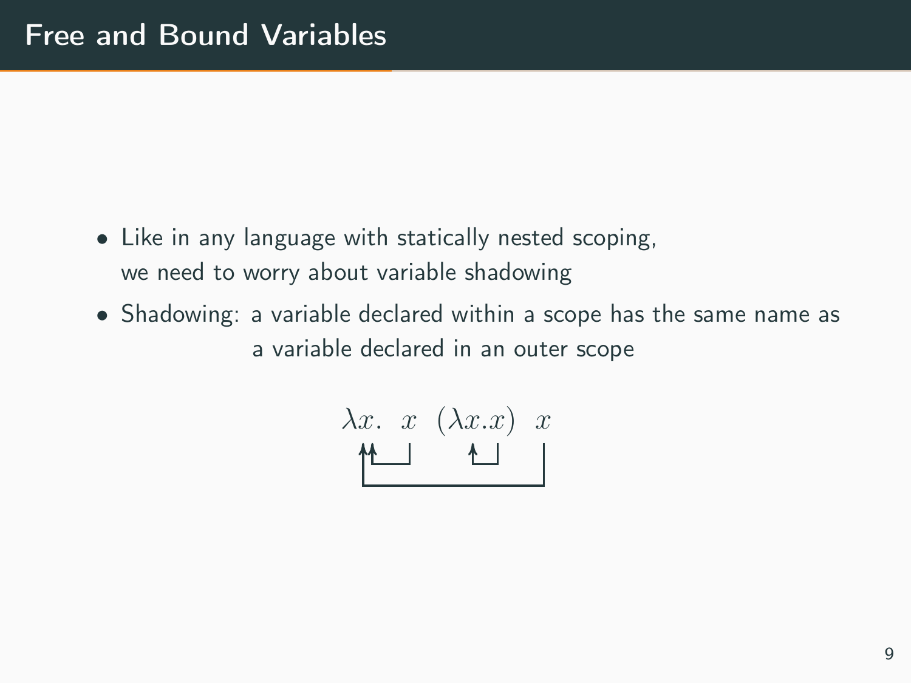# Free and Bound Variables

- Like in any language with statically nested scoping, we need to worry about variable shadowing
- Shadowing: a variable declared within a scope has the same name as a variable declared in an outer scope

$$\lambda x.\ \ x\ \ (\lambda x.x)\ \ x$$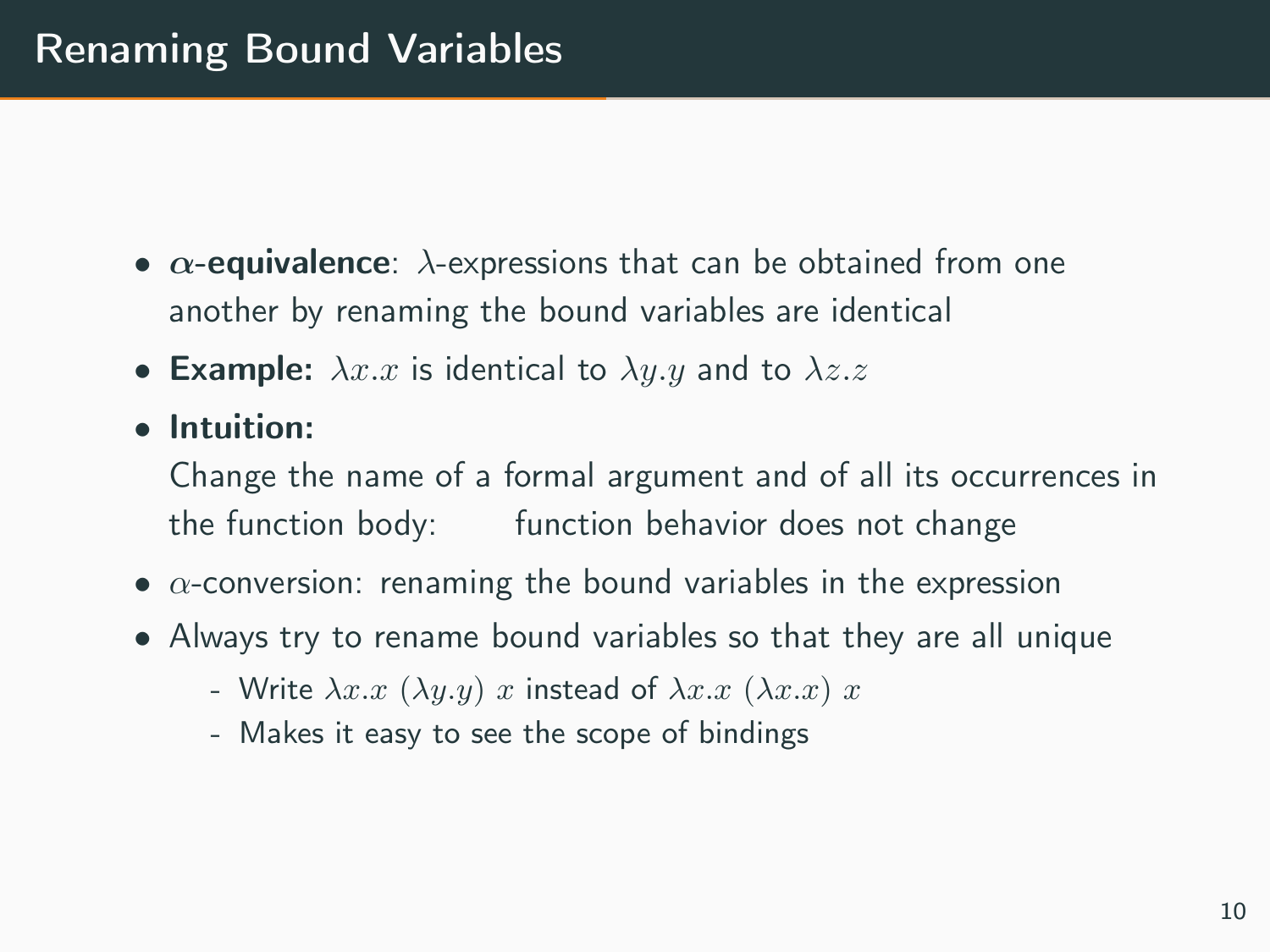# Renaming Bound Variables

- **$\alpha$-equivalence**: $\lambda$-expressions that can be obtained from one another by renaming the bound variables are identical
- **Example:** $\lambda x.x$ is identical to $\lambda y.y$ and to $\lambda z.z$
- **Intuition:**
  Change the name of a formal argument and of all its occurrences in the function body: function behavior does not change
- $\alpha$-conversion: renaming the bound variables in the expression
- Always try to rename bound variables so that they are all unique
  - Write $\lambda x.x\ (\lambda y.y)\ x$ instead of $\lambda x.x\ (\lambda x.x)\ x$
  - Makes it easy to see the scope of bindings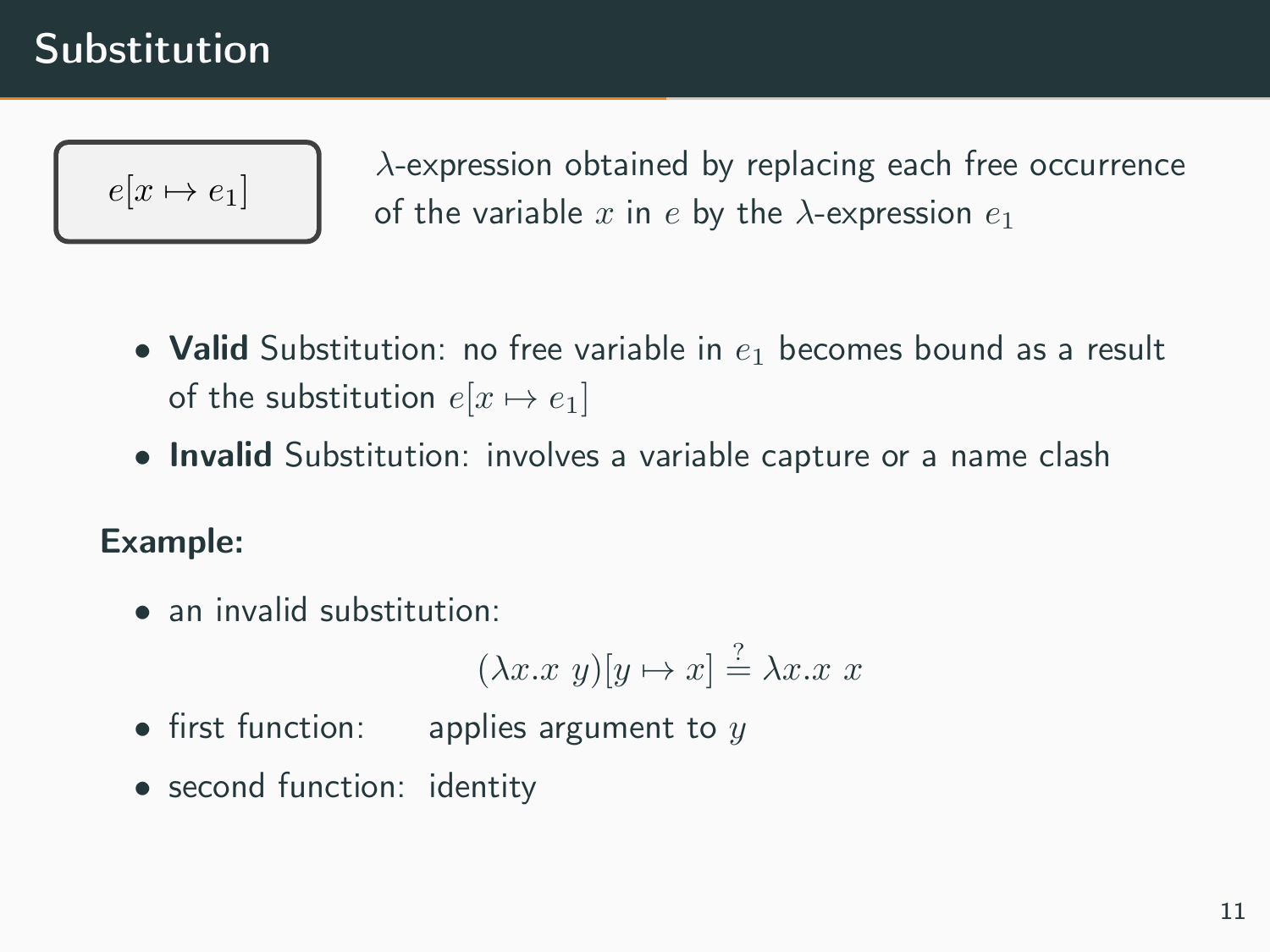# Substitution

$e[x \mapsto e_1]$

$\lambda$-expression obtained by replacing each free occurrence of the variable $x$ in $e$ by the $\lambda$-expression $e_1$

- **Valid** Substitution: no free variable in $e_1$ becomes bound as a result of the substitution $e[x \mapsto e_1]$
- **Invalid** Substitution: involves a variable capture or a name clash

**Example:**

- an invalid substitution:

$$(\lambda x.x\ y)[y \mapsto x] \stackrel{?}{=} \lambda x.x\ x$$

- first function: applies argument to $y$
- second function: identity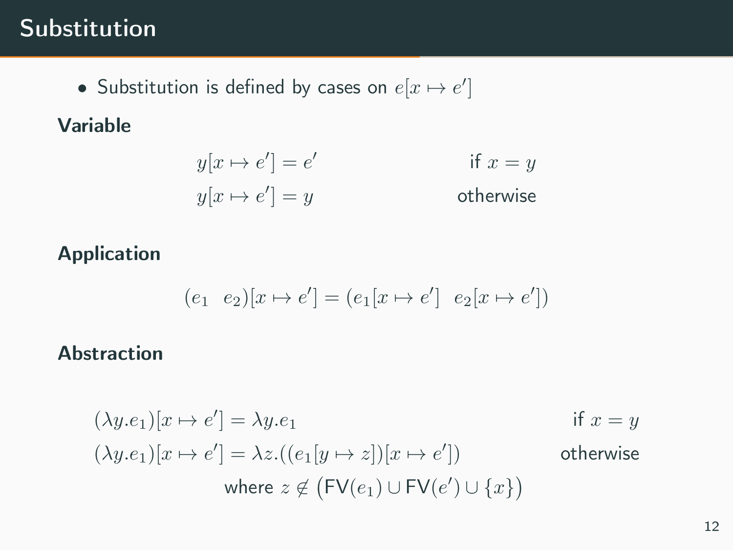# Substitution

- Substitution is defined by cases on $e[x \mapsto e']$

**Variable**

$$
\begin{aligned}
y[x \mapsto e'] &= e' && \text{if } x = y \\
y[x \mapsto e'] &= y && \text{otherwise}
\end{aligned}
$$

**Application**

$$
(e_1 \;\; e_2)[x \mapsto e'] = (e_1[x \mapsto e'] \;\; e_2[x \mapsto e'])
$$

**Abstraction**

$$
\begin{aligned}
(\lambda y.e_1)[x \mapsto e'] &= \lambda y.e_1 && \text{if } x = y \\
(\lambda y.e_1)[x \mapsto e'] &= \lambda z.((e_1[y \mapsto z])[x \mapsto e']) && \text{otherwise}
\end{aligned}
$$

$$
\text{where } z \notin \big(\mathsf{FV}(e_1) \cup \mathsf{FV}(e') \cup \{x\}\big)
$$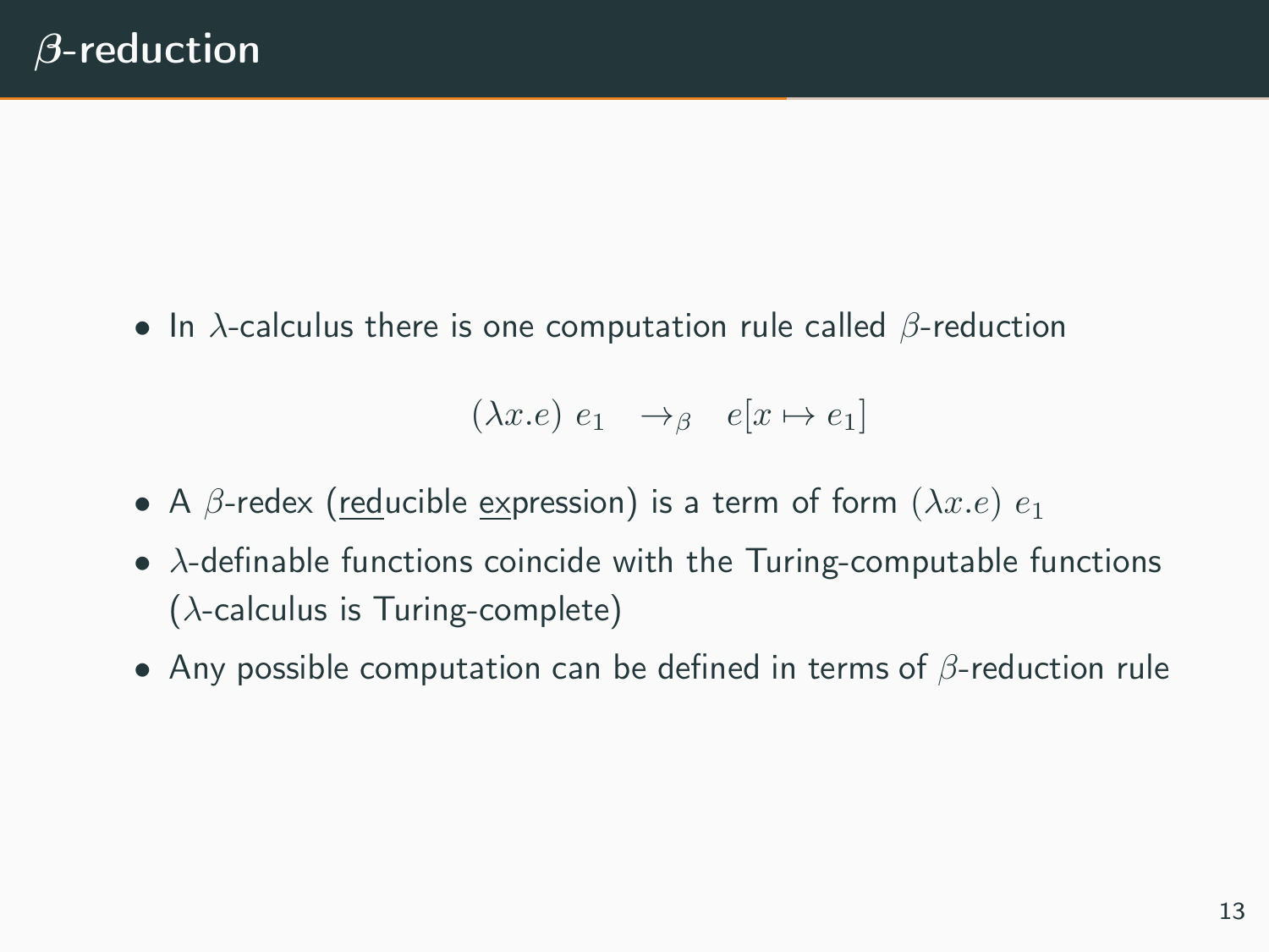# $\beta$-reduction

- In $\lambda$-calculus there is one computation rule called $\beta$-reduction

$$(\lambda x.e)\ e_1 \quad \to_\beta \quad e[x \mapsto e_1]$$

- A $\beta$-redex (<u>red</u>ucible <u>ex</u>pression) is a term of form $(\lambda x.e)\ e_1$
- $\lambda$-definable functions coincide with the Turing-computable functions ($\lambda$-calculus is Turing-complete)
- Any possible computation can be defined in terms of $\beta$-reduction rule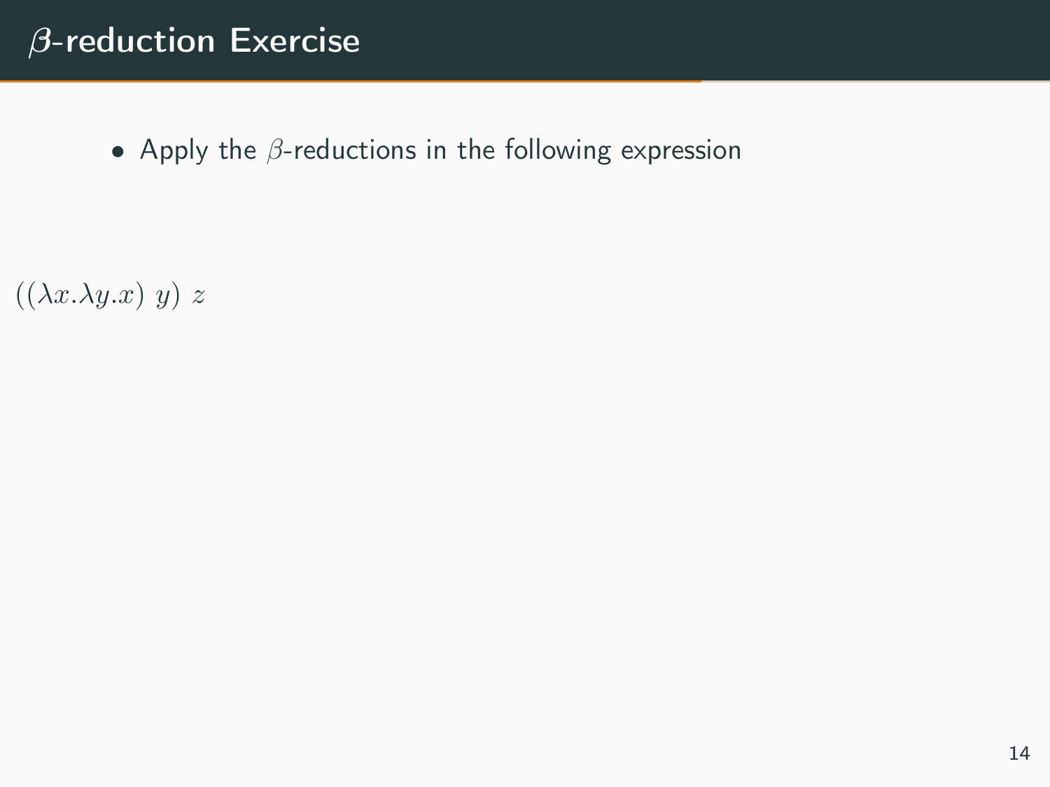# $\beta$-reduction Exercise

- Apply the $\beta$-reductions in the following expression

$((\lambda x.\lambda y.x)\ y)\ z$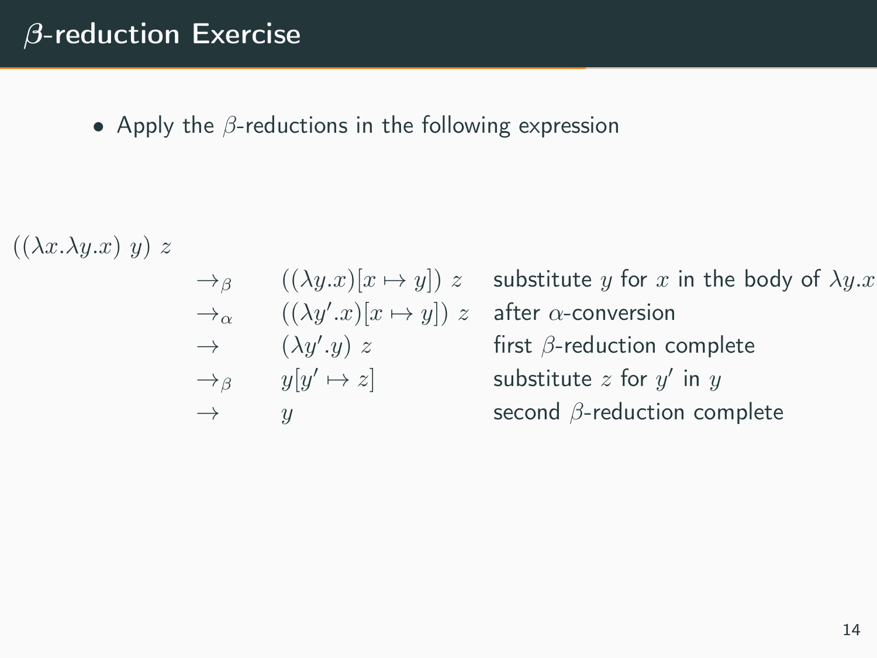# $\beta$-reduction Exercise

- Apply the $\beta$-reductions in the following expression

$((\lambda x.\lambda y.x)\ y)\ z$

| | | |
|---|---|---|
| $\rightarrow_\beta$ | $((\lambda y.x)[x \mapsto y])\ z$ | substitute $y$ for $x$ in the body of $\lambda y.x$ |
| $\rightarrow_\alpha$ | $((\lambda y'.x)[x \mapsto y])\ z$ | after $\alpha$-conversion |
| $\rightarrow$ | $(\lambda y'.y)\ z$ | first $\beta$-reduction complete |
| $\rightarrow_\beta$ | $y[y' \mapsto z]$ | substitute $z$ for $y'$ in $y$ |
| $\rightarrow$ | $y$ | second $\beta$-reduction complete |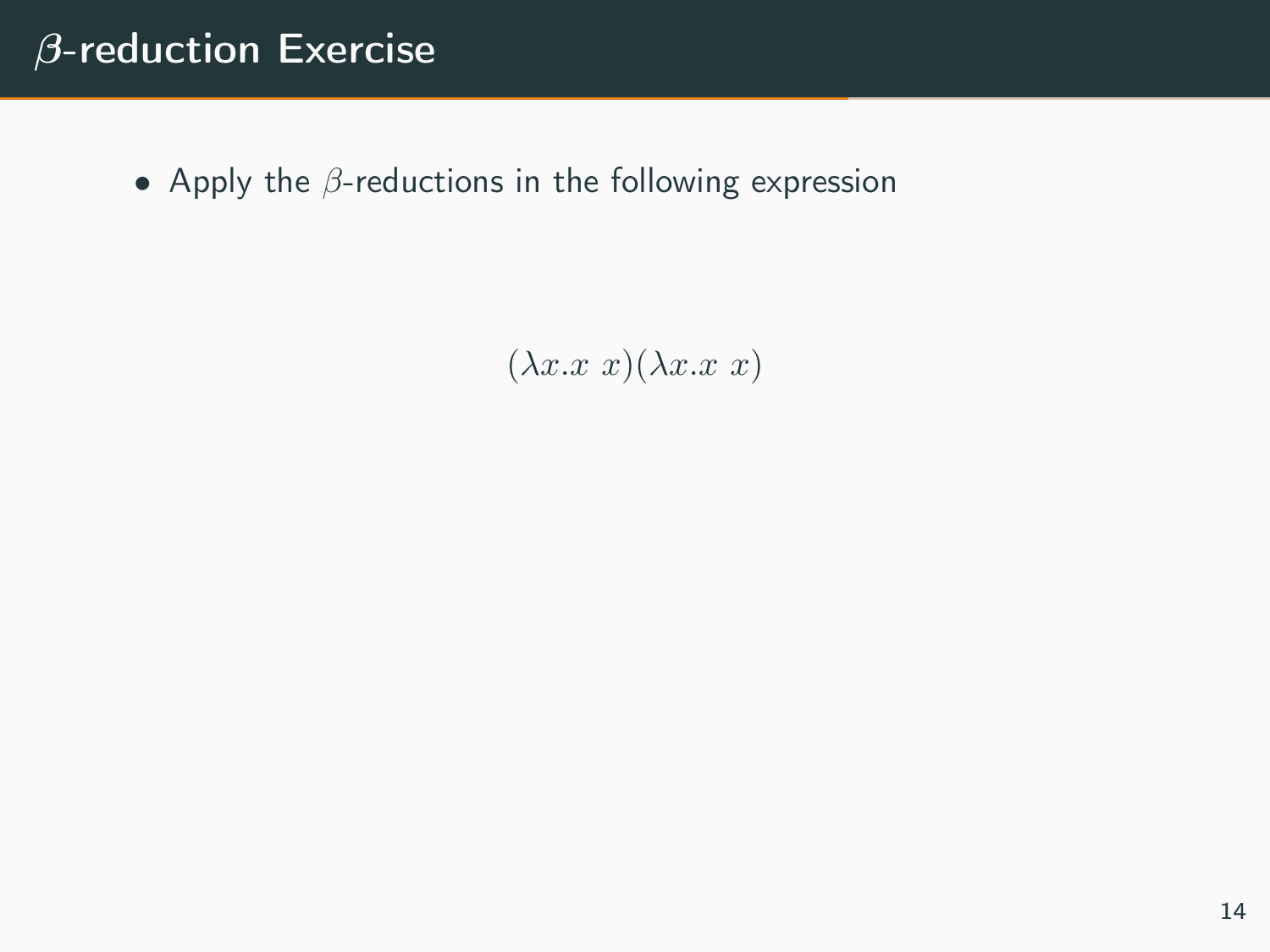# $\beta$-reduction Exercise

- Apply the $\beta$-reductions in the following expression

$$(\lambda x.x\ x)(\lambda x.x\ x)$$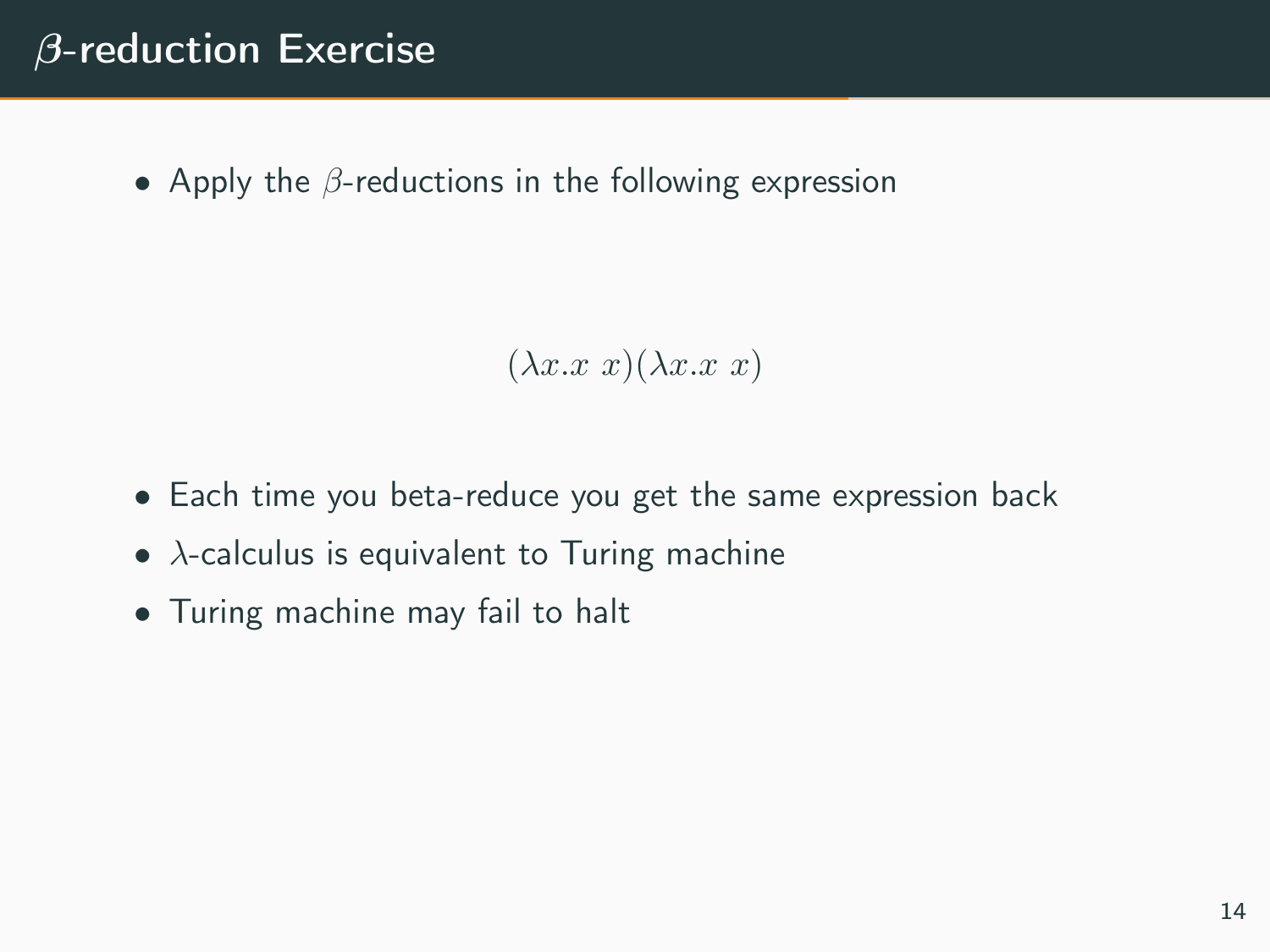# $\beta$-reduction Exercise

- Apply the $\beta$-reductions in the following expression

$$(\lambda x.x\ x)(\lambda x.x\ x)$$

- Each time you beta-reduce you get the same expression back
- $\lambda$-calculus is equivalent to Turing machine
- Turing machine may fail to halt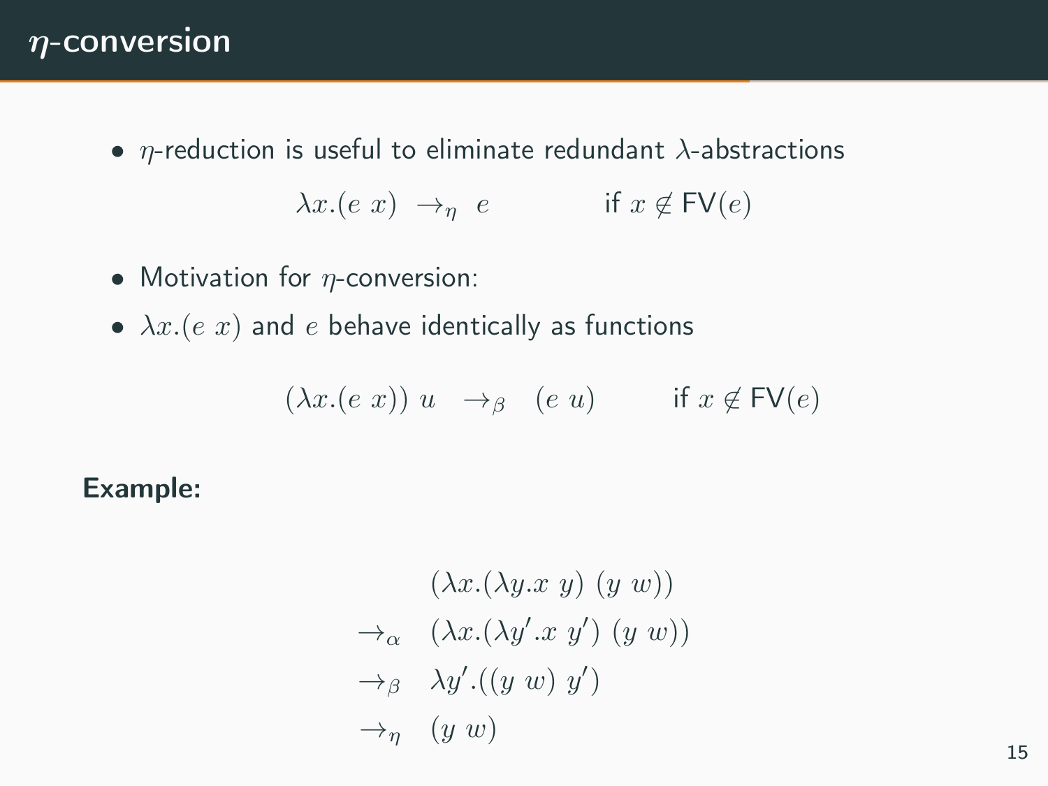# $\eta$-conversion

- $\eta$-reduction is useful to eliminate redundant $\lambda$-abstractions

$$\lambda x.(e\ x) \ \rightarrow_\eta \ e \qquad\qquad \text{if } x \notin \mathsf{FV}(e)$$

- Motivation for $\eta$-conversion:
- $\lambda x.(e\ x)$ and $e$ behave identically as functions

$$(\lambda x.(e\ x))\ u \quad \rightarrow_\beta \quad (e\ u) \qquad\qquad \text{if } x \notin \mathsf{FV}(e)$$

**Example:**

$$
\begin{array}{ll}
 & (\lambda x.(\lambda y.x\ y)\ (y\ w)) \\
\rightarrow_\alpha & (\lambda x.(\lambda y'.x\ y')\ (y\ w)) \\
\rightarrow_\beta & \lambda y'.((y\ w)\ y') \\
\rightarrow_\eta & (y\ w)
\end{array}
$$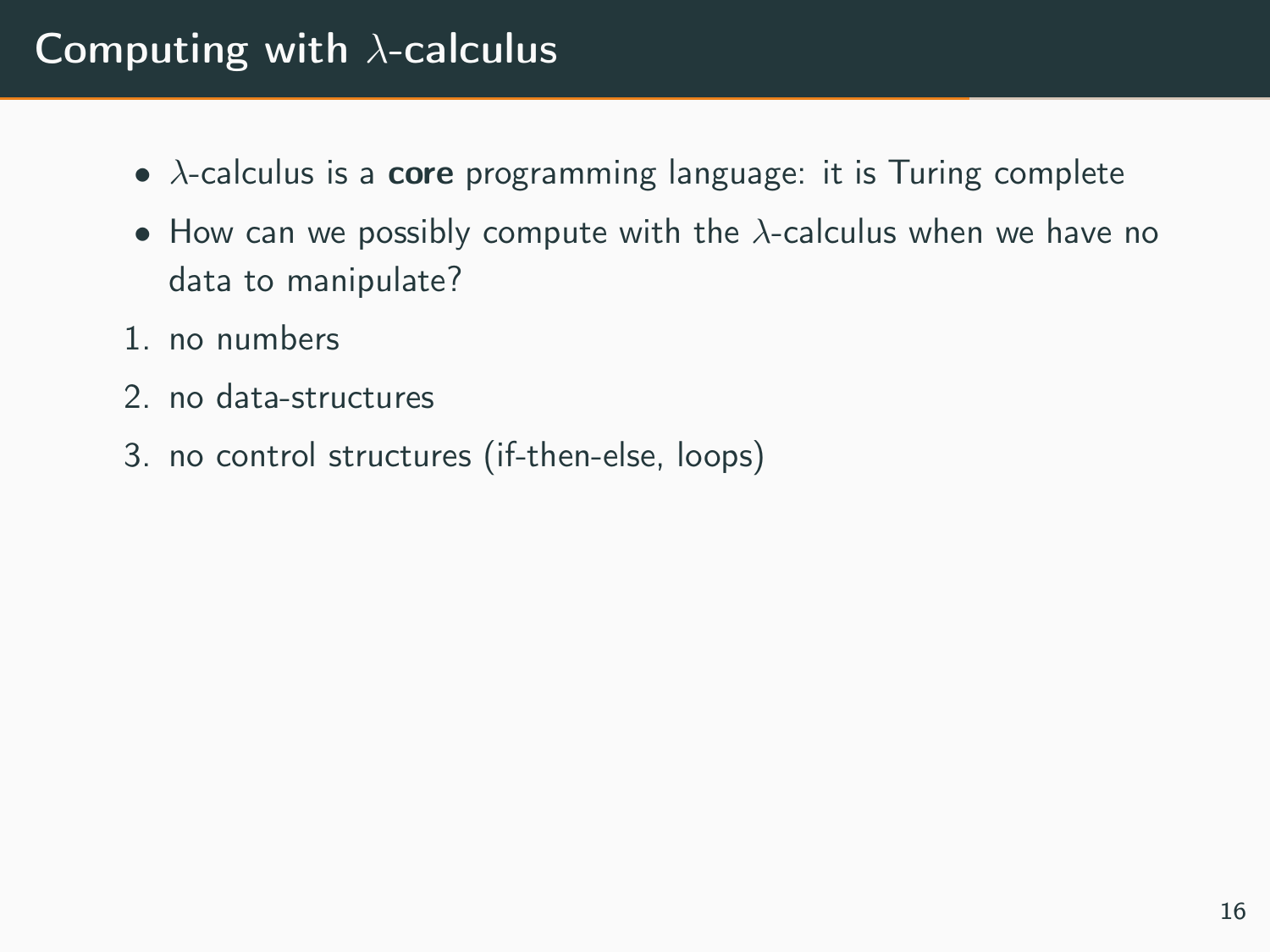# Computing with $\lambda$-calculus

- $\lambda$-calculus is a **core** programming language: it is Turing complete
- How can we possibly compute with the $\lambda$-calculus when we have no data to manipulate?

1. no numbers
2. no data-structures
3. no control structures (if-then-else, loops)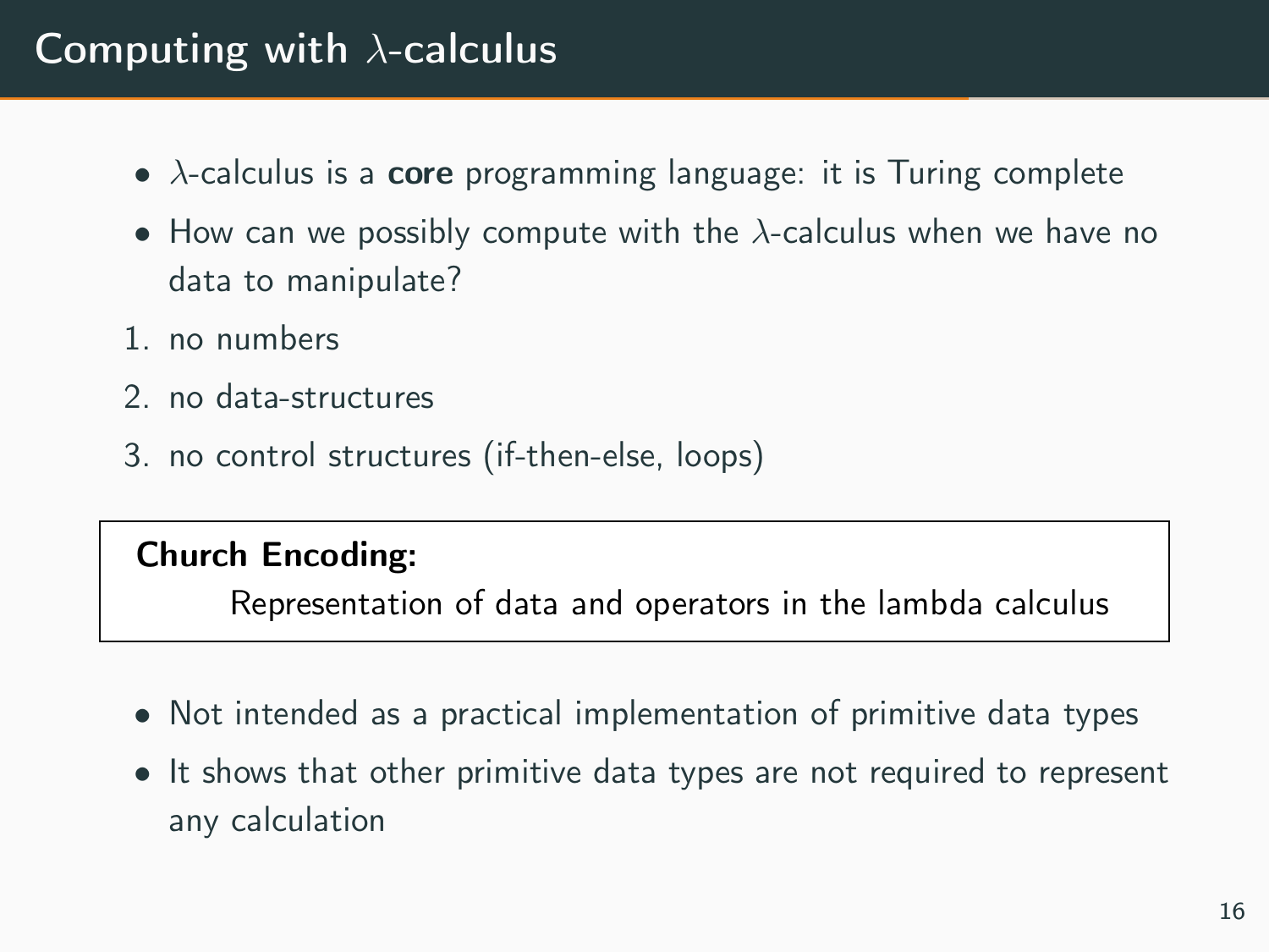# Computing with $\lambda$-calculus

- $\lambda$-calculus is a **core** programming language: it is Turing complete
- How can we possibly compute with the $\lambda$-calculus when we have no data to manipulate?

1. no numbers
2. no data-structures
3. no control structures (if-then-else, loops)

**Church Encoding:**

Representation of data and operators in the lambda calculus

- Not intended as a practical implementation of primitive data types
- It shows that other primitive data types are not required to represent any calculation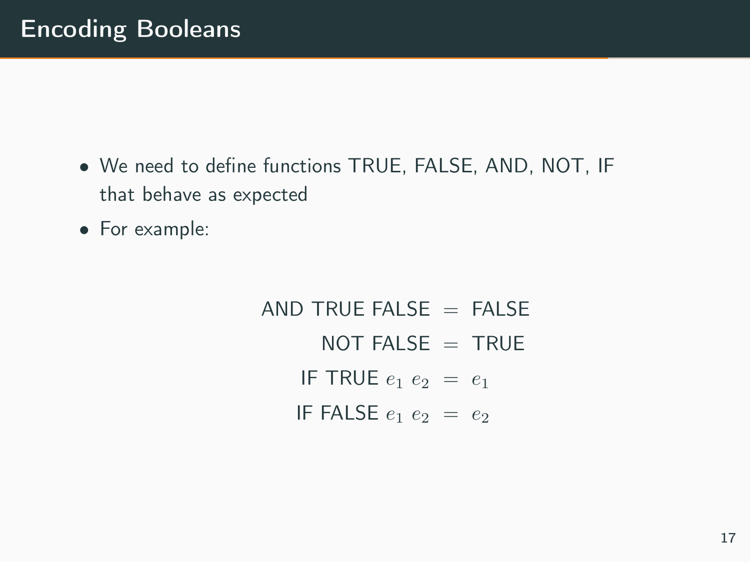# Encoding Booleans

- We need to define functions TRUE, FALSE, AND, NOT, IF that behave as expected
- For example:

$$
\begin{aligned}
\text{AND TRUE FALSE} &= \text{FALSE} \\
\text{NOT FALSE} &= \text{TRUE} \\
\text{IF TRUE } e_1 \; e_2 &= e_1 \\
\text{IF FALSE } e_1 \; e_2 &= e_2
\end{aligned}
$$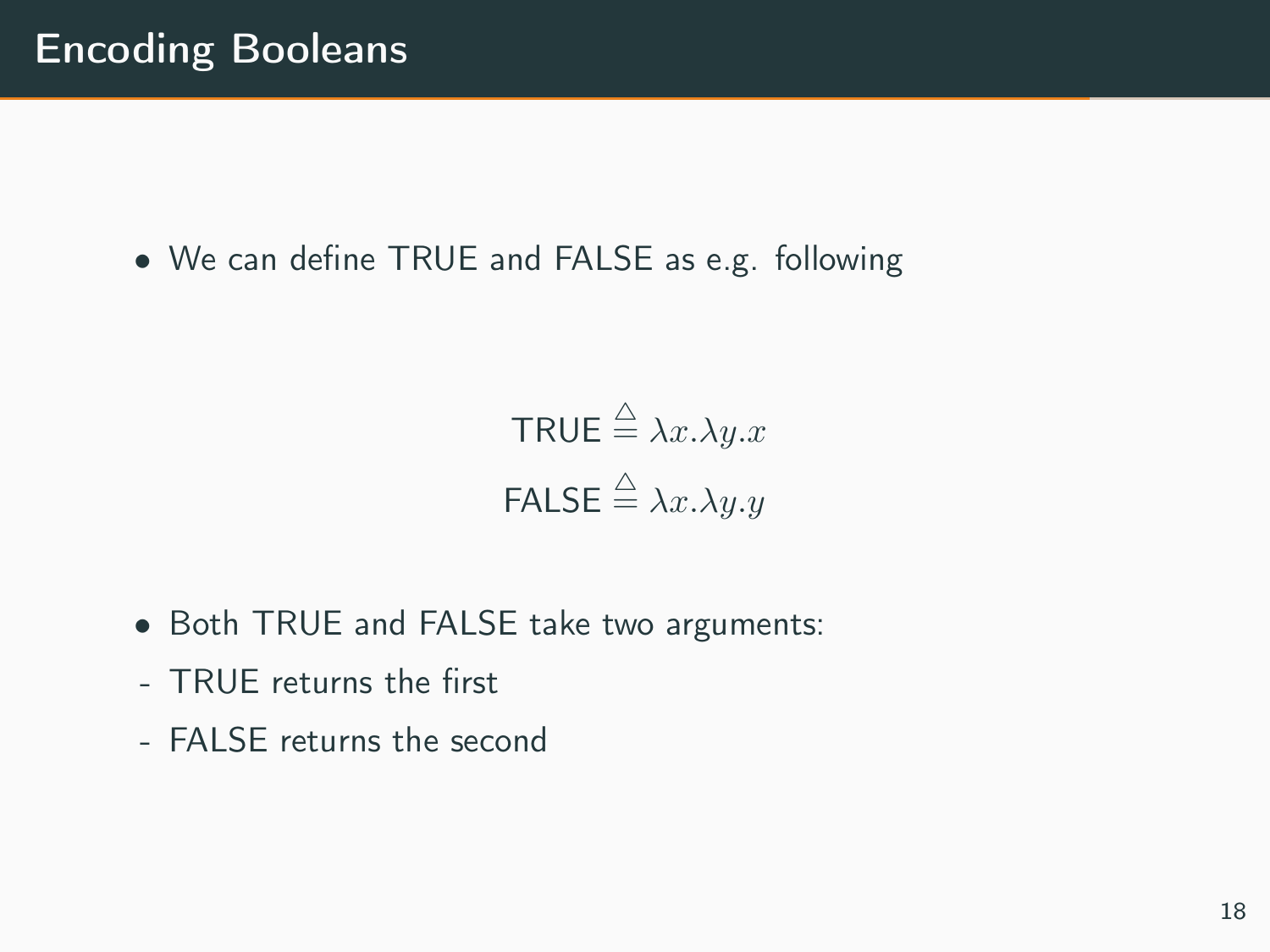# Encoding Booleans

- We can define TRUE and FALSE as e.g. following

$$\text{TRUE} \triangleq \lambda x.\lambda y.x$$
$$\text{FALSE} \triangleq \lambda x.\lambda y.y$$

- Both TRUE and FALSE take two arguments:

- TRUE returns the first
- FALSE returns the second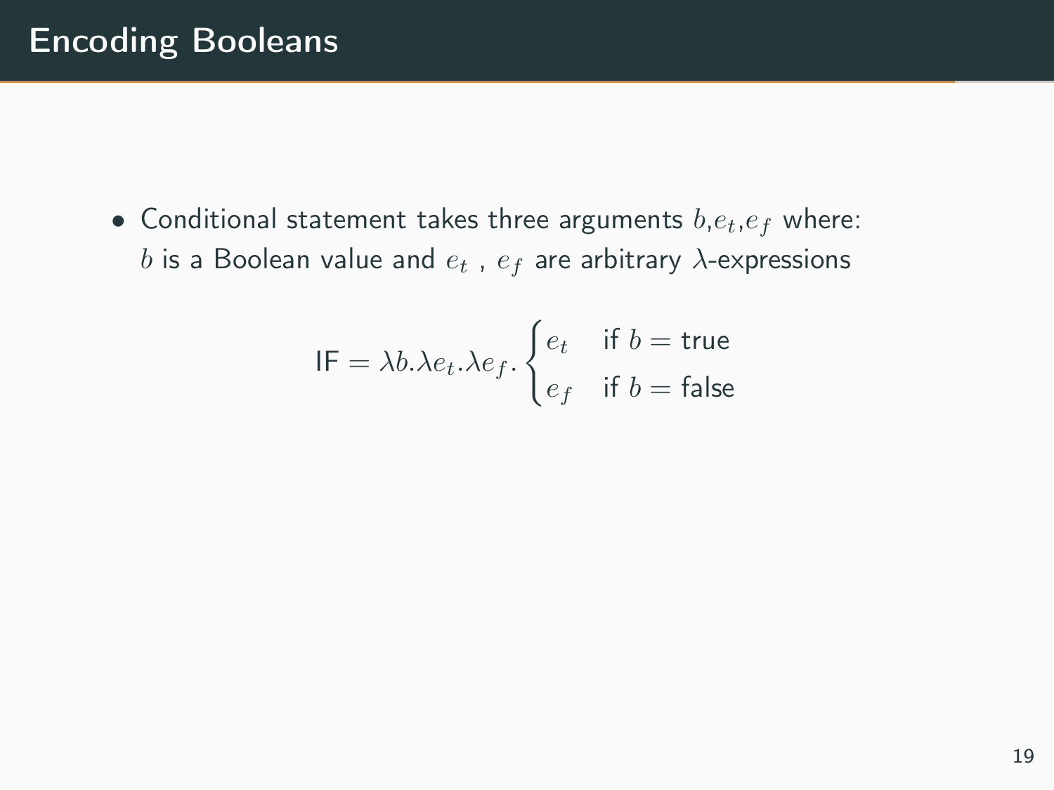# Encoding Booleans

- Conditional statement takes three arguments $b$,$e_t$,$e_f$ where: $b$ is a Boolean value and $e_t$ , $e_f$ are arbitrary $\lambda$-expressions

$$\mathsf{IF} = \lambda b.\lambda e_t.\lambda e_f. \begin{cases} e_t & \text{if } b = \text{true} \\ e_f & \text{if } b = \text{false} \end{cases}$$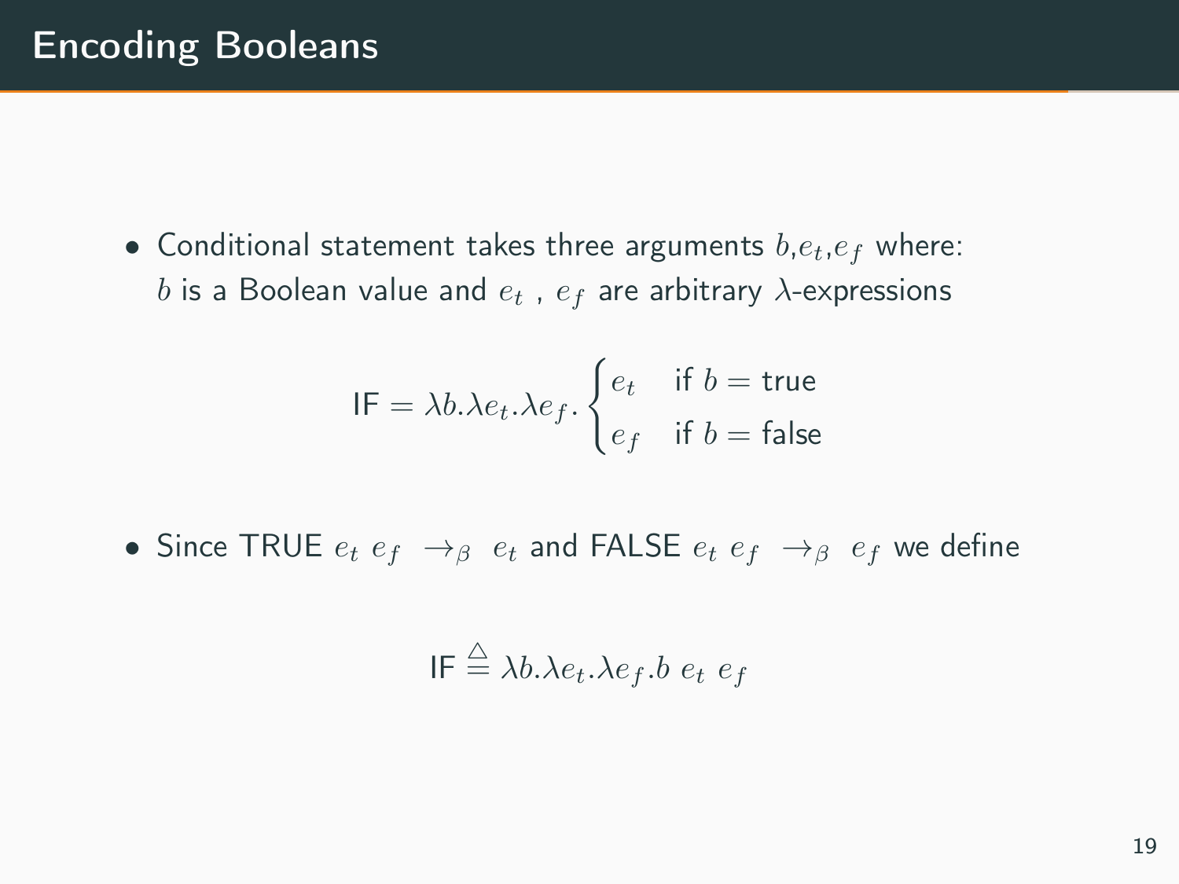# Encoding Booleans

- Conditional statement takes three arguments $b$,$e_t$,$e_f$ where: $b$ is a Boolean value and $e_t$ , $e_f$ are arbitrary $\lambda$-expressions

$$\text{IF} = \lambda b.\lambda e_t.\lambda e_f. \begin{cases} e_t & \text{if } b = \text{true} \\ e_f & \text{if } b = \text{false} \end{cases}$$

- Since TRUE $e_t \ e_f \ \rightarrow_\beta \ e_t$ and FALSE $e_t \ e_f \ \rightarrow_\beta \ e_f$ we define

$$\text{IF} \triangleq \lambda b.\lambda e_t.\lambda e_f.b \ e_t \ e_f$$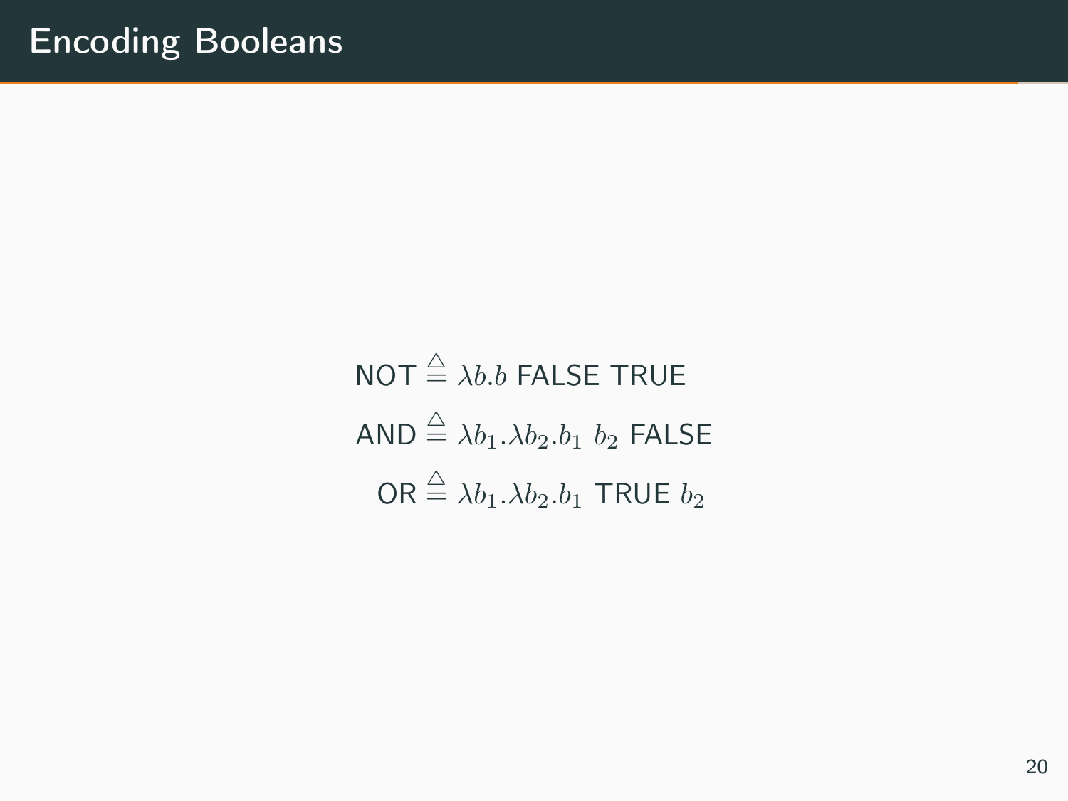# Encoding Booleans

$$\text{NOT} \triangleq \lambda b.b \text{ FALSE TRUE}$$

$$\text{AND} \triangleq \lambda b_1.\lambda b_2.b_1\ b_2 \text{ FALSE}$$

$$\text{OR} \triangleq \lambda b_1.\lambda b_2.b_1 \text{ TRUE } b_2$$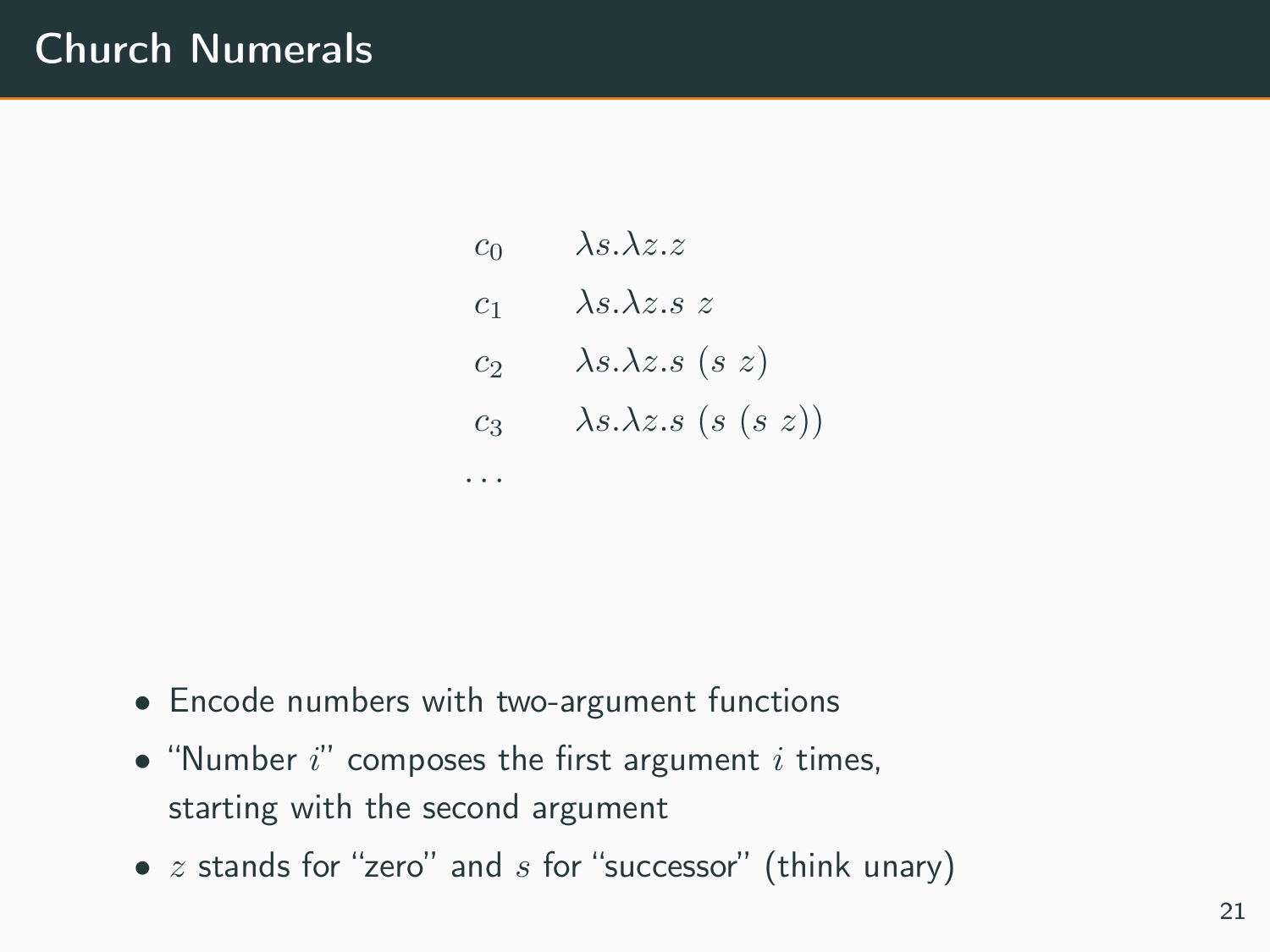# Church Numerals

| | |
|---|---|
| $c_0$ | $\lambda s.\lambda z.z$ |
| $c_1$ | $\lambda s.\lambda z.s\ z$ |
| $c_2$ | $\lambda s.\lambda z.s\ (s\ z)$ |
| $c_3$ | $\lambda s.\lambda z.s\ (s\ (s\ z))$ |
| $\ldots$ | |

- Encode numbers with two-argument functions
- "Number $i$" composes the first argument $i$ times, starting with the second argument
- $z$ stands for "zero" and $s$ for "successor" (think unary)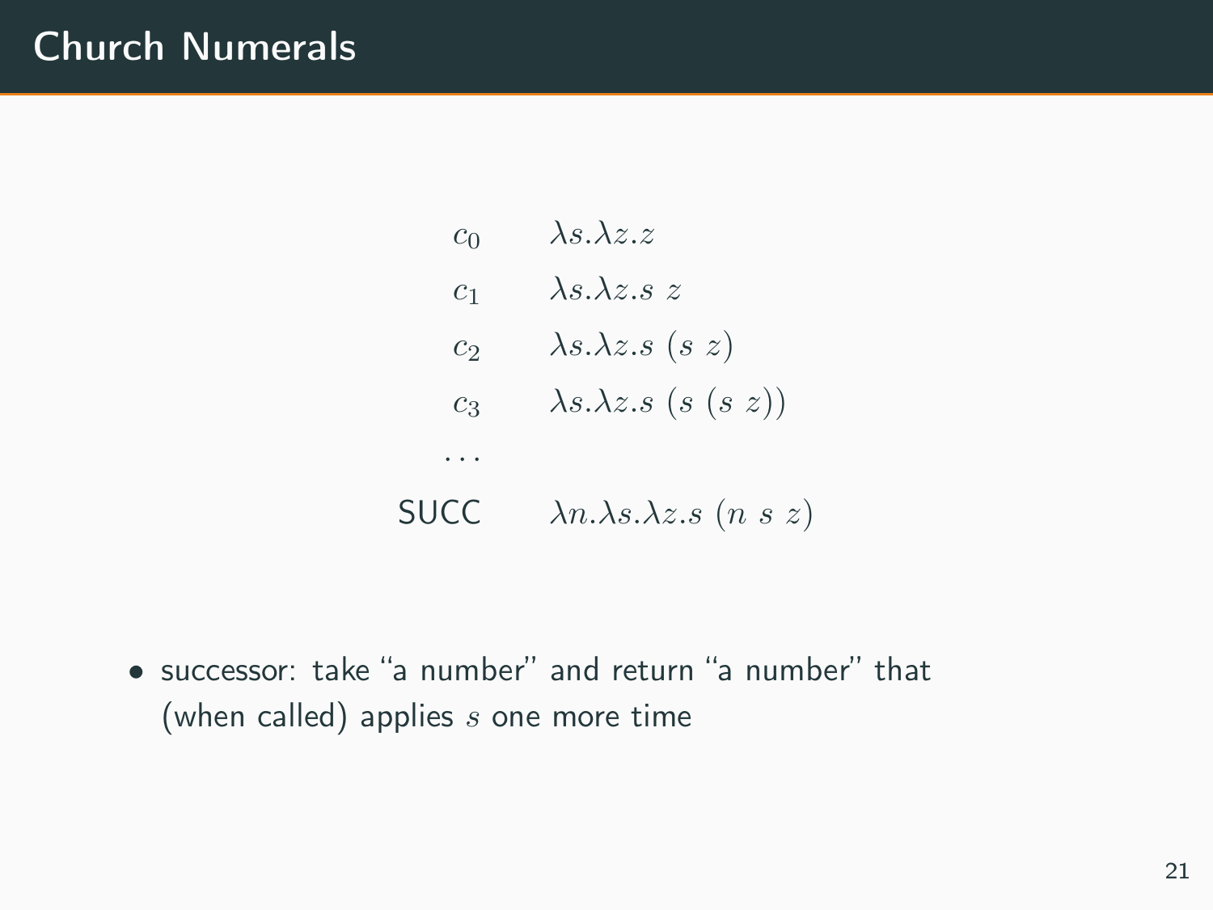# Church Numerals

| | |
|---|---|
| $c_0$ | $\lambda s.\lambda z.z$ |
| $c_1$ | $\lambda s.\lambda z.s\ z$ |
| $c_2$ | $\lambda s.\lambda z.s\ (s\ z)$ |
| $c_3$ | $\lambda s.\lambda z.s\ (s\ (s\ z))$ |
| $\dots$ | |
| SUCC | $\lambda n.\lambda s.\lambda z.s\ (n\ s\ z)$ |

- successor: take "a number" and return "a number" that (when called) applies $s$ one more time